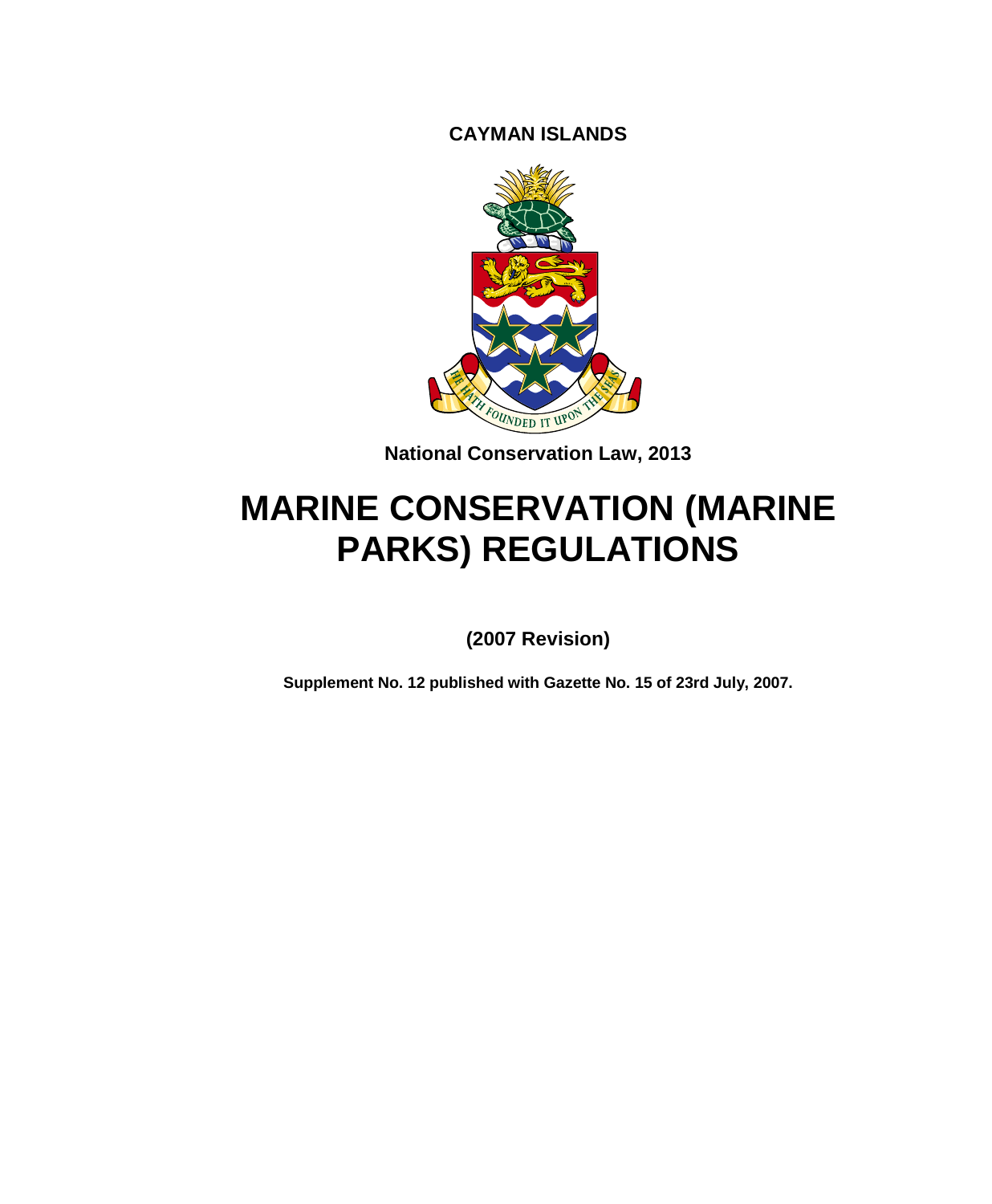**CAYMAN ISLANDS**

**National Conservation Law, 2013**

# MARINE CONSERVATION (MARINE PARKS) REGULATIONS

**(2007 Revision)**

**Supplement No. 12 published with Gazette No. 15 of 23rd July, 2007.**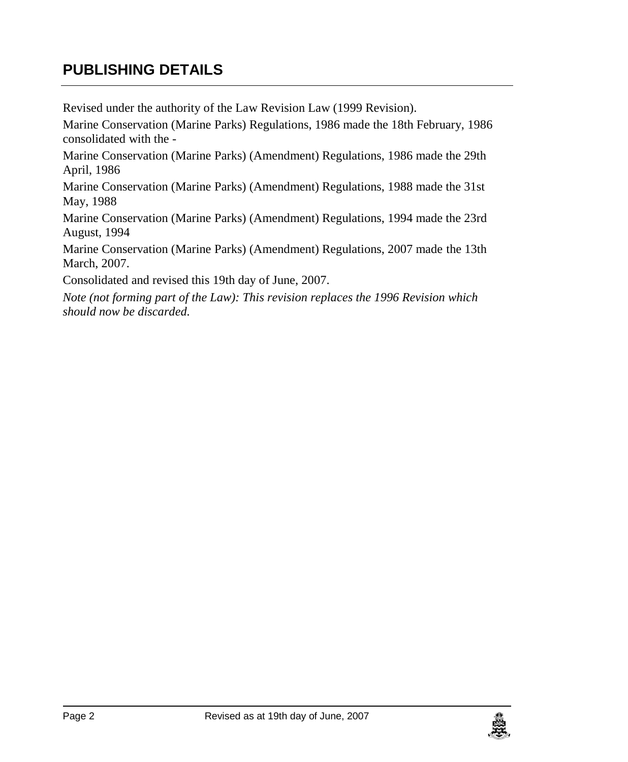# PUBLISHING DETAILS

Revised under the authority of the Law Revision Law (1999 Revision).

Marine Conservation (Marine Parks) Regulations, 1986 made the 18th February, 1986 consolidated with the -

Marine Conservation (Marine Parks) (Amendment) Regulations, 1986 made the 29th April, 1986

Marine Conservation (Marine Parks) (Amendment) Regulations, 1988 made the 31st May, 1988

Marine Conservation (Marine Parks) (Amendment) Regulations, 1994 made the 23rd August, 1994

Marine Conservation (Marine Parks) (Amendment) Regulations, 2007 made the 13th March, 2007.

Consolidated and revised this 19th day of June, 2007.

*Note (not forming part of the Law): This revision replaces the 1996 Revision which should now be discarded.*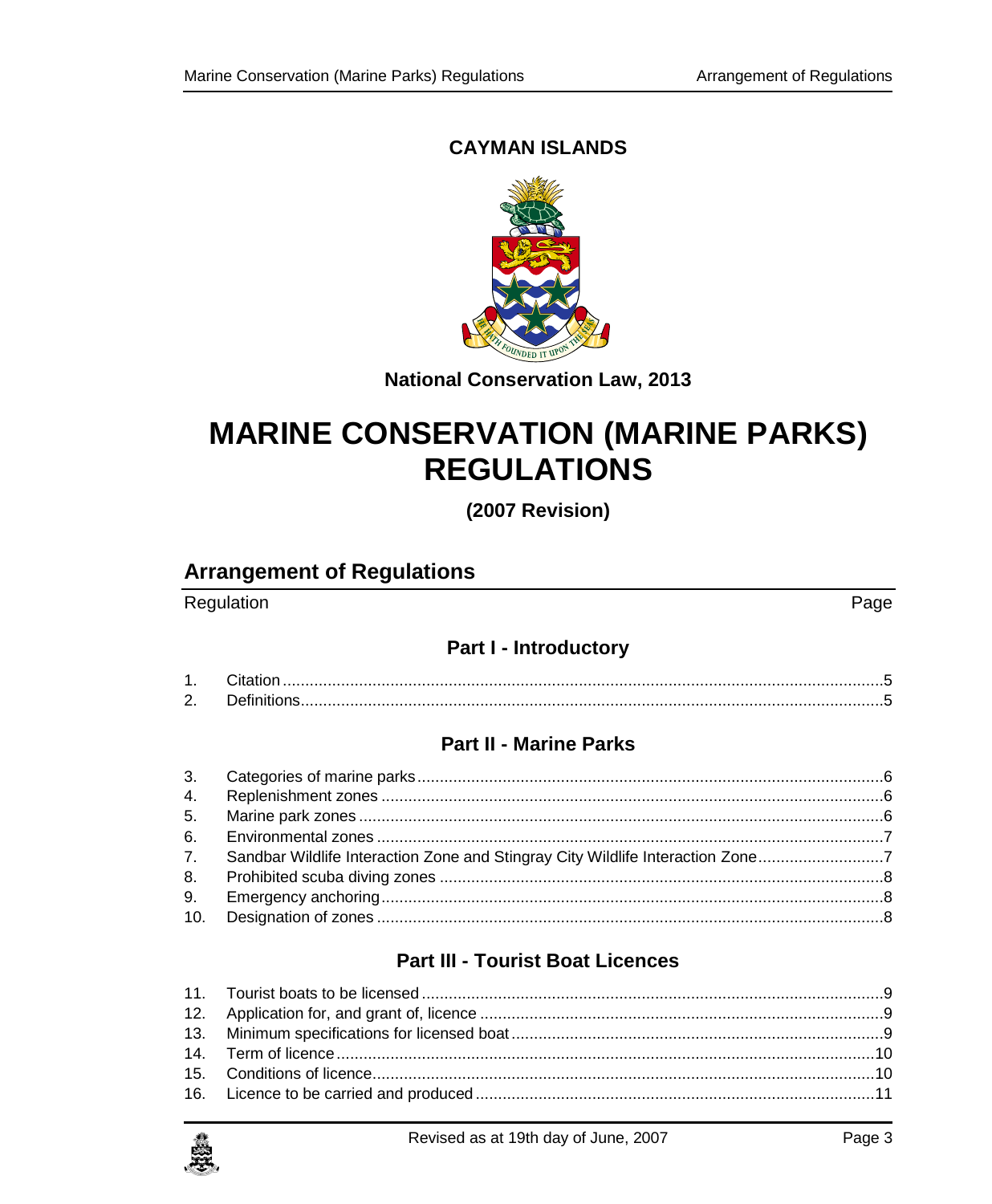**CAYMAN ISLANDS**

**National Conservation Law, 2013**

# MARINE CONSERVATION (MARINE PARKS) REGULATIONS

**(2007 Revision)**

## Arrangement of Regulations

| Regulation | | Page |
|---|---|---|

### Part I - Introductory

| | | |
|---|---|---|
| 1. | Citation | 5 |
| 2. | Definitions | 5 |

### Part II - Marine Parks

| | | |
|---|---|---|
| 3. | Categories of marine parks | 6 |
| 4. | Replenishment zones | 6 |
| 5. | Marine park zones | 6 |
| 6. | Environmental zones | 7 |
| 7. | Sandbar Wildlife Interaction Zone and Stingray City Wildlife Interaction Zone | 7 |
| 8. | Prohibited scuba diving zones | 8 |
| 9. | Emergency anchoring | 8 |
| 10. | Designation of zones | 8 |

### Part III - Tourist Boat Licences

| | | |
|---|---|---|
| 11. | Tourist boats to be licensed | 9 |
| 12. | Application for, and grant of, licence | 9 |
| 13. | Minimum specifications for licensed boat | 9 |
| 14. | Term of licence | 10 |
| 15. | Conditions of licence | 10 |
| 16. | Licence to be carried and produced | 11 |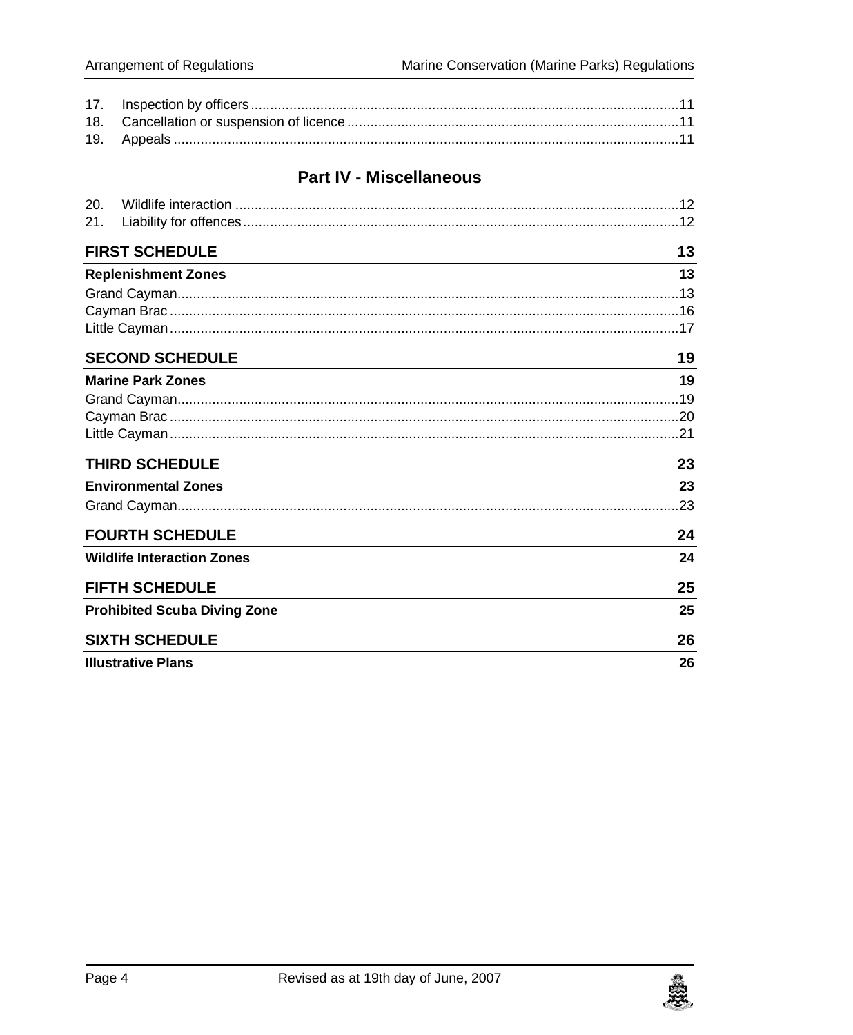17. Inspection by officers .......... 11
18. Cancellation or suspension of licence .......... 11
19. Appeals .......... 11

## Part IV - Miscellaneous

20. Wildlife interaction .......... 12
21. Liability for offences .......... 12

**FIRST SCHEDULE** 13

**Replenishment Zones** 13

Grand Cayman .......... 13
Cayman Brac .......... 16
Little Cayman .......... 17

**SECOND SCHEDULE** 19

**Marine Park Zones** 19

Grand Cayman .......... 19
Cayman Brac .......... 20
Little Cayman .......... 21

**THIRD SCHEDULE** 23

**Environmental Zones** 23

Grand Cayman .......... 23

**FOURTH SCHEDULE** 24

**Wildlife Interaction Zones** 24

**FIFTH SCHEDULE** 25

**Prohibited Scuba Diving Zone** 25

**SIXTH SCHEDULE** 26

**Illustrative Plans** 26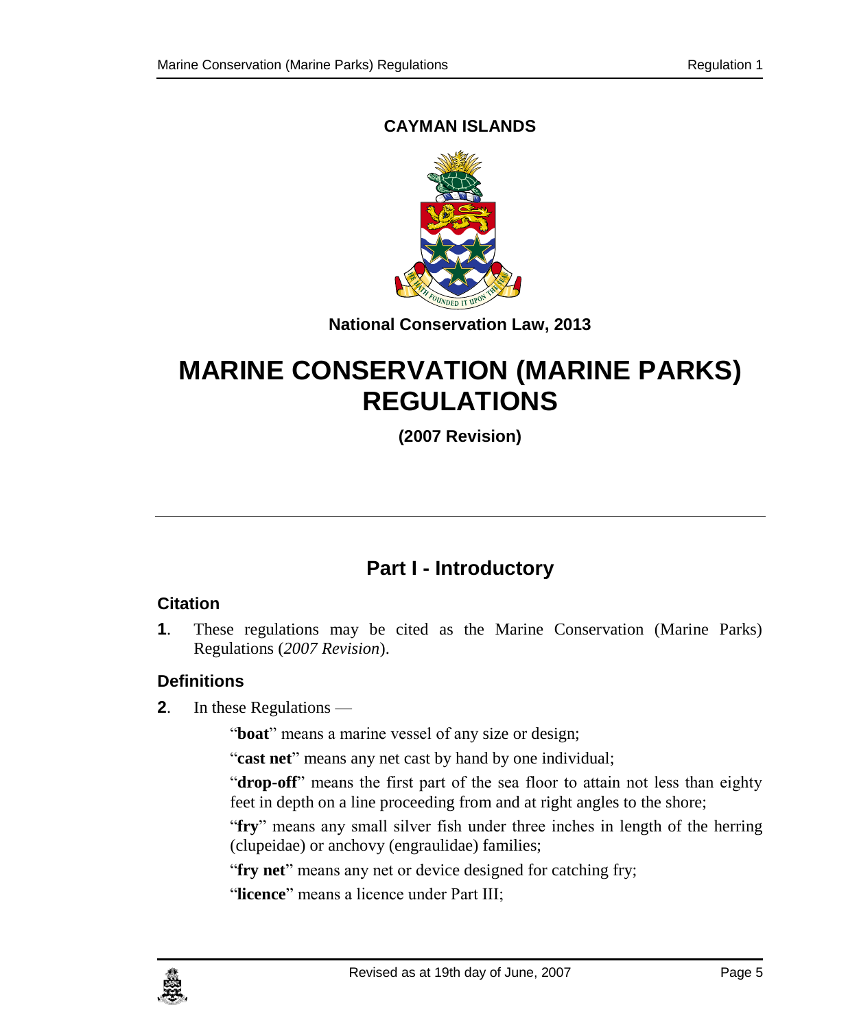**CAYMAN ISLANDS**

**National Conservation Law, 2013**

# MARINE CONSERVATION (MARINE PARKS) REGULATIONS

**(2007 Revision)**

## Part I - Introductory

### Citation

**1**. These regulations may be cited as the Marine Conservation (Marine Parks) Regulations (*2007 Revision*).

### Definitions

**2**. In these Regulations —

"**boat**" means a marine vessel of any size or design;

"**cast net**" means any net cast by hand by one individual;

"**drop-off**" means the first part of the sea floor to attain not less than eighty feet in depth on a line proceeding from and at right angles to the shore;

"**fry**" means any small silver fish under three inches in length of the herring (clupeidae) or anchovy (engraulidae) families;

"**fry net**" means any net or device designed for catching fry;

"**licence**" means a licence under Part III;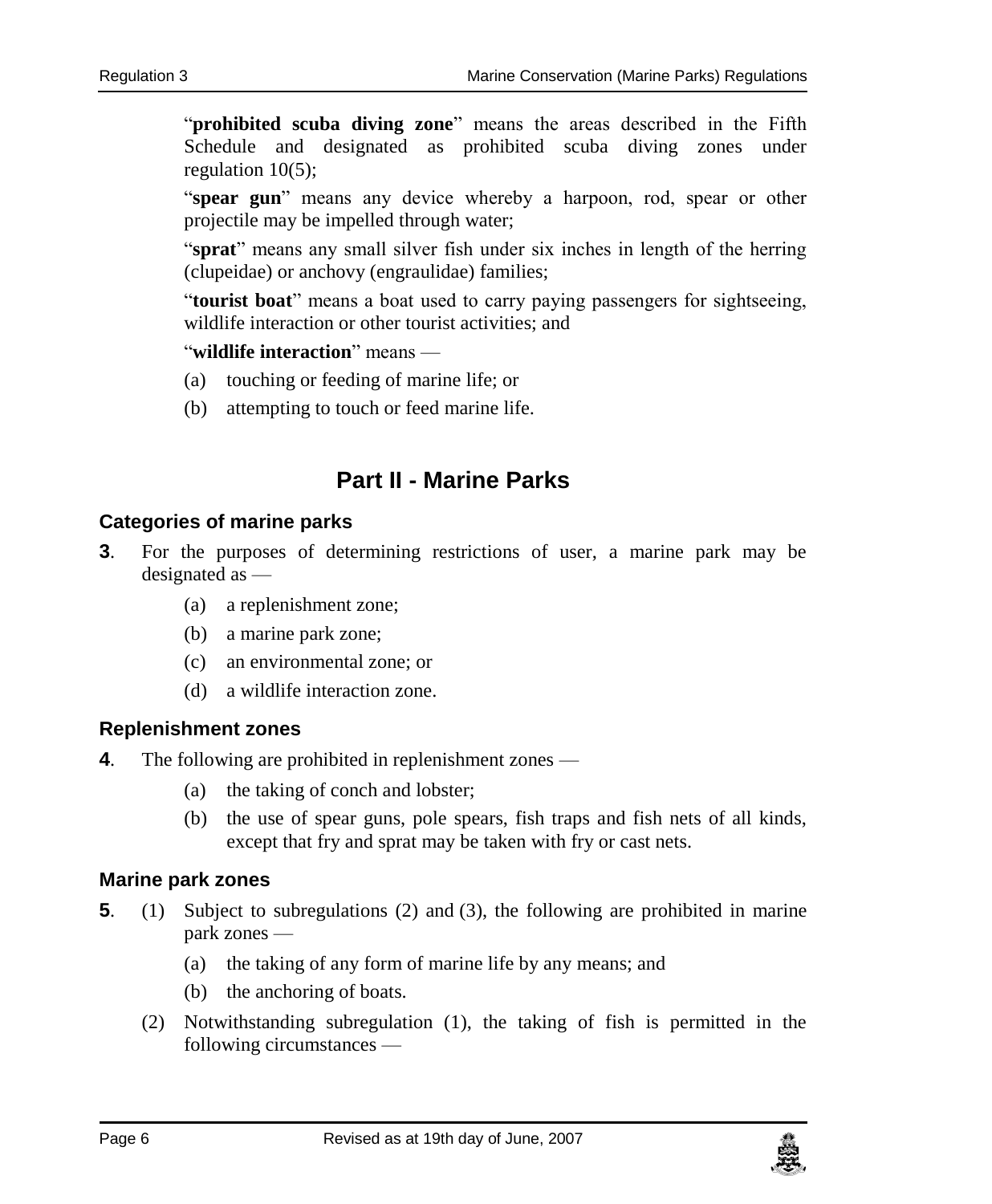"**prohibited scuba diving zone**" means the areas described in the Fifth Schedule and designated as prohibited scuba diving zones under regulation 10(5);

"**spear gun**" means any device whereby a harpoon, rod, spear or other projectile may be impelled through water;

"**sprat**" means any small silver fish under six inches in length of the herring (clupeidae) or anchovy (engraulidae) families;

"**tourist boat**" means a boat used to carry paying passengers for sightseeing, wildlife interaction or other tourist activities; and

"**wildlife interaction**" means —

(a) touching or feeding of marine life; or

(b) attempting to touch or feed marine life.

## Part II - Marine Parks

### Categories of marine parks

**3**. For the purposes of determining restrictions of user, a marine park may be designated as —

(a) a replenishment zone;

(b) a marine park zone;

(c) an environmental zone; or

(d) a wildlife interaction zone.

### Replenishment zones

**4**. The following are prohibited in replenishment zones —

(a) the taking of conch and lobster;

(b) the use of spear guns, pole spears, fish traps and fish nets of all kinds, except that fry and sprat may be taken with fry or cast nets.

### Marine park zones

**5**. (1) Subject to subregulations (2) and (3), the following are prohibited in marine park zones —

(a) the taking of any form of marine life by any means; and

(b) the anchoring of boats.

(2) Notwithstanding subregulation (1), the taking of fish is permitted in the following circumstances —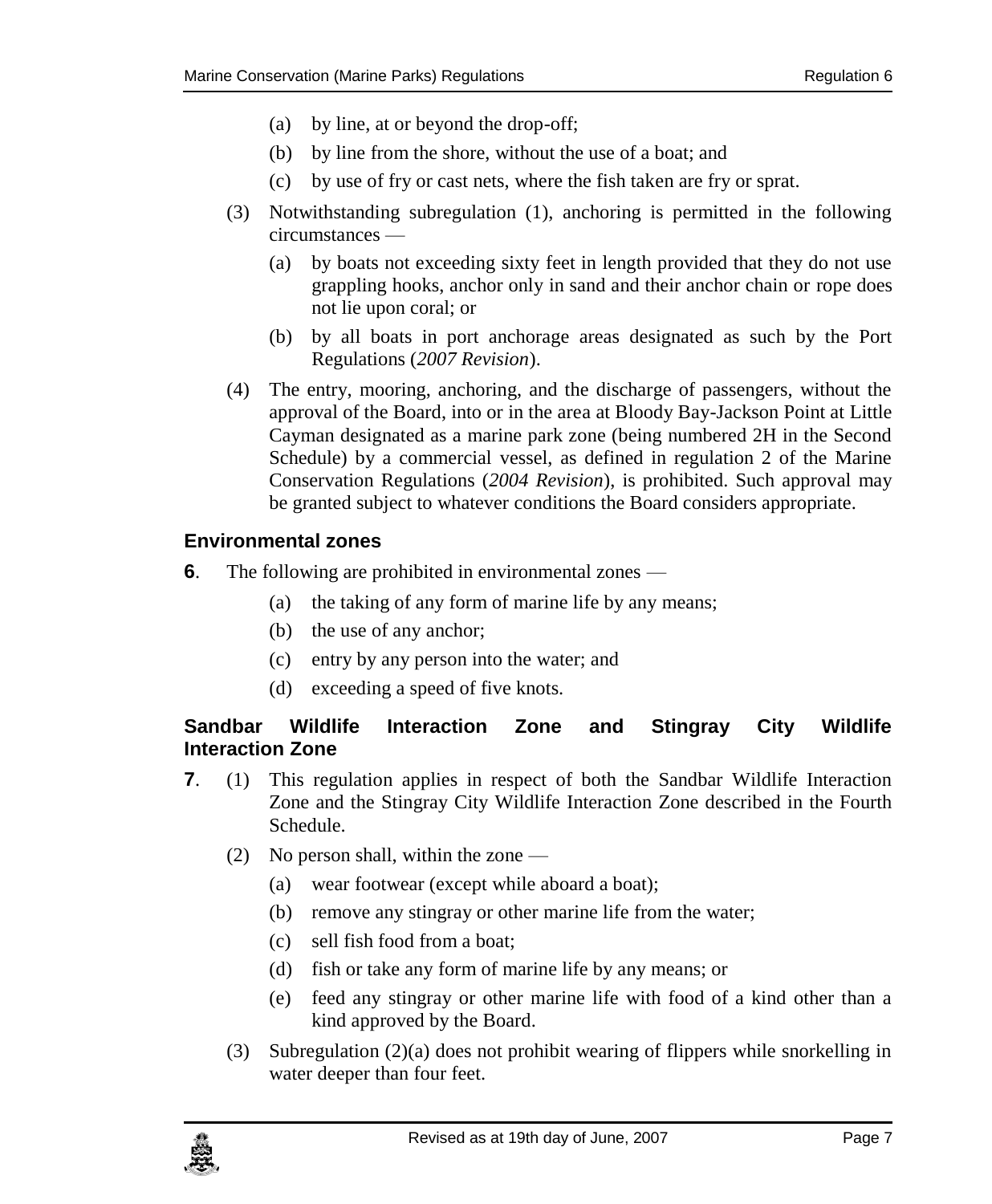(a) by line, at or beyond the drop-off;

(b) by line from the shore, without the use of a boat; and

(c) by use of fry or cast nets, where the fish taken are fry or sprat.

(3) Notwithstanding subregulation (1), anchoring is permitted in the following circumstances —

(a) by boats not exceeding sixty feet in length provided that they do not use grappling hooks, anchor only in sand and their anchor chain or rope does not lie upon coral; or

(b) by all boats in port anchorage areas designated as such by the Port Regulations (*2007 Revision*).

(4) The entry, mooring, anchoring, and the discharge of passengers, without the approval of the Board, into or in the area at Bloody Bay-Jackson Point at Little Cayman designated as a marine park zone (being numbered 2H in the Second Schedule) by a commercial vessel, as defined in regulation 2 of the Marine Conservation Regulations (*2004 Revision*), is prohibited. Such approval may be granted subject to whatever conditions the Board considers appropriate.

### Environmental zones

**6**. The following are prohibited in environmental zones —

(a) the taking of any form of marine life by any means;

(b) the use of any anchor;

(c) entry by any person into the water; and

(d) exceeding a speed of five knots.

### Sandbar Wildlife Interaction Zone and Stingray City Wildlife Interaction Zone

**7**. (1) This regulation applies in respect of both the Sandbar Wildlife Interaction Zone and the Stingray City Wildlife Interaction Zone described in the Fourth Schedule.

(2) No person shall, within the zone —

(a) wear footwear (except while aboard a boat);

(b) remove any stingray or other marine life from the water;

(c) sell fish food from a boat;

(d) fish or take any form of marine life by any means; or

(e) feed any stingray or other marine life with food of a kind other than a kind approved by the Board.

(3) Subregulation (2)(a) does not prohibit wearing of flippers while snorkelling in water deeper than four feet.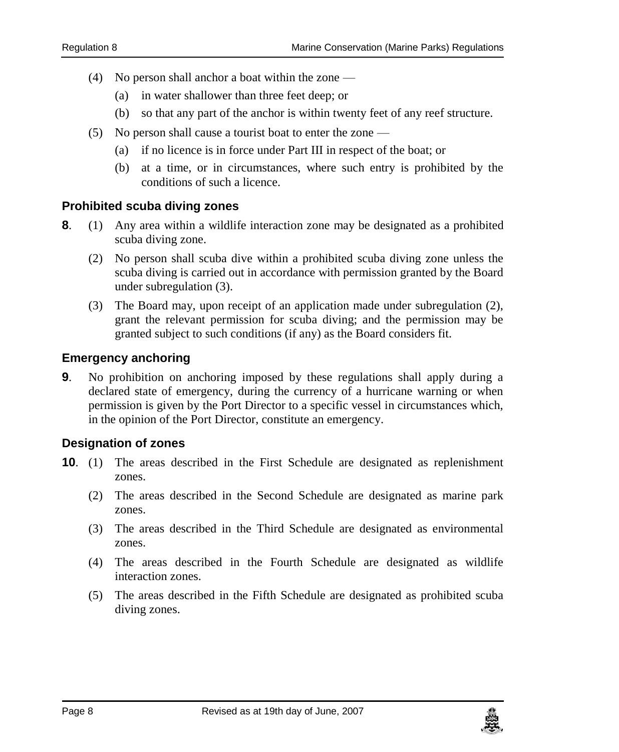(4) No person shall anchor a boat within the zone —

(a) in water shallower than three feet deep; or

(b) so that any part of the anchor is within twenty feet of any reef structure.

(5) No person shall cause a tourist boat to enter the zone —

(a) if no licence is in force under Part III in respect of the boat; or

(b) at a time, or in circumstances, where such entry is prohibited by the conditions of such a licence.

### Prohibited scuba diving zones

**8**. (1) Any area within a wildlife interaction zone may be designated as a prohibited scuba diving zone.

(2) No person shall scuba dive within a prohibited scuba diving zone unless the scuba diving is carried out in accordance with permission granted by the Board under subregulation (3).

(3) The Board may, upon receipt of an application made under subregulation (2), grant the relevant permission for scuba diving; and the permission may be granted subject to such conditions (if any) as the Board considers fit.

### Emergency anchoring

**9**. No prohibition on anchoring imposed by these regulations shall apply during a declared state of emergency, during the currency of a hurricane warning or when permission is given by the Port Director to a specific vessel in circumstances which, in the opinion of the Port Director, constitute an emergency.

### Designation of zones

**10**. (1) The areas described in the First Schedule are designated as replenishment zones.

(2) The areas described in the Second Schedule are designated as marine park zones.

(3) The areas described in the Third Schedule are designated as environmental zones.

(4) The areas described in the Fourth Schedule are designated as wildlife interaction zones.

(5) The areas described in the Fifth Schedule are designated as prohibited scuba diving zones.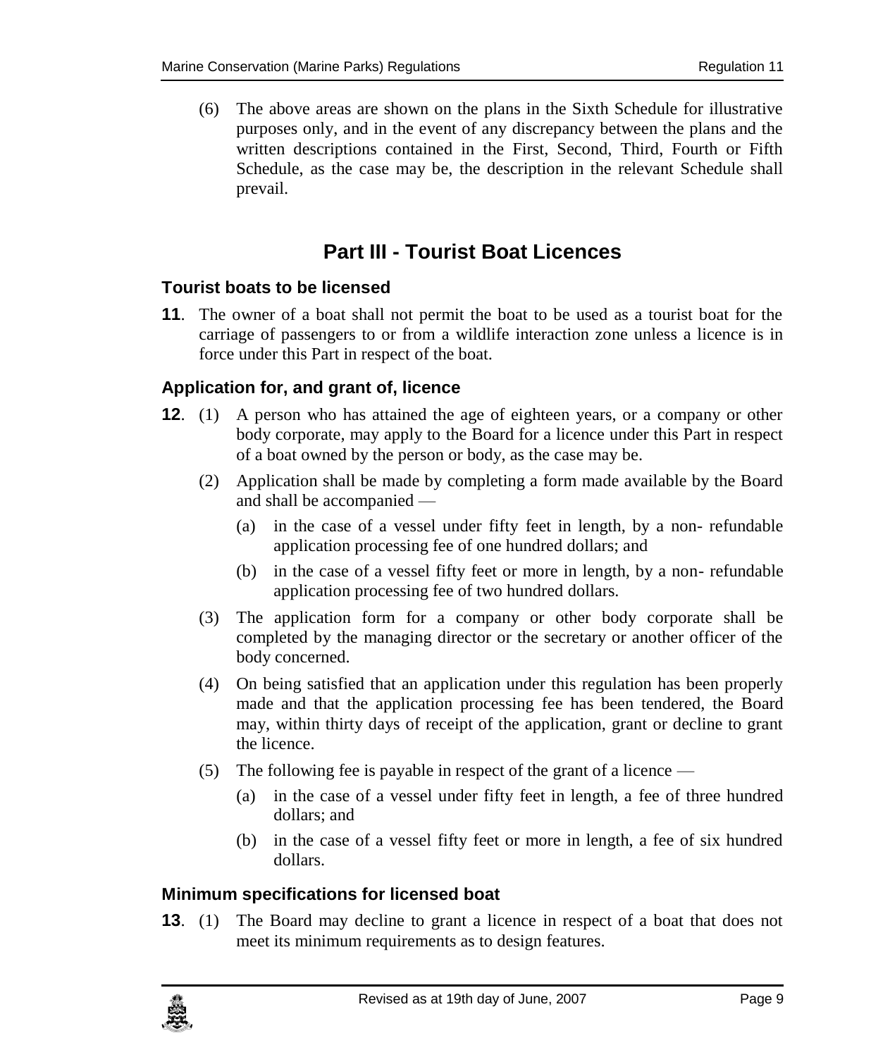(6) The above areas are shown on the plans in the Sixth Schedule for illustrative purposes only, and in the event of any discrepancy between the plans and the written descriptions contained in the First, Second, Third, Fourth or Fifth Schedule, as the case may be, the description in the relevant Schedule shall prevail.

## Part III - Tourist Boat Licences

### Tourist boats to be licensed

**11**. The owner of a boat shall not permit the boat to be used as a tourist boat for the carriage of passengers to or from a wildlife interaction zone unless a licence is in force under this Part in respect of the boat.

### Application for, and grant of, licence

**12**. (1) A person who has attained the age of eighteen years, or a company or other body corporate, may apply to the Board for a licence under this Part in respect of a boat owned by the person or body, as the case may be.

(2) Application shall be made by completing a form made available by the Board and shall be accompanied —

(a) in the case of a vessel under fifty feet in length, by a non- refundable application processing fee of one hundred dollars; and

(b) in the case of a vessel fifty feet or more in length, by a non- refundable application processing fee of two hundred dollars.

(3) The application form for a company or other body corporate shall be completed by the managing director or the secretary or another officer of the body concerned.

(4) On being satisfied that an application under this regulation has been properly made and that the application processing fee has been tendered, the Board may, within thirty days of receipt of the application, grant or decline to grant the licence.

(5) The following fee is payable in respect of the grant of a licence —

(a) in the case of a vessel under fifty feet in length, a fee of three hundred dollars; and

(b) in the case of a vessel fifty feet or more in length, a fee of six hundred dollars.

### Minimum specifications for licensed boat

**13**. (1) The Board may decline to grant a licence in respect of a boat that does not meet its minimum requirements as to design features.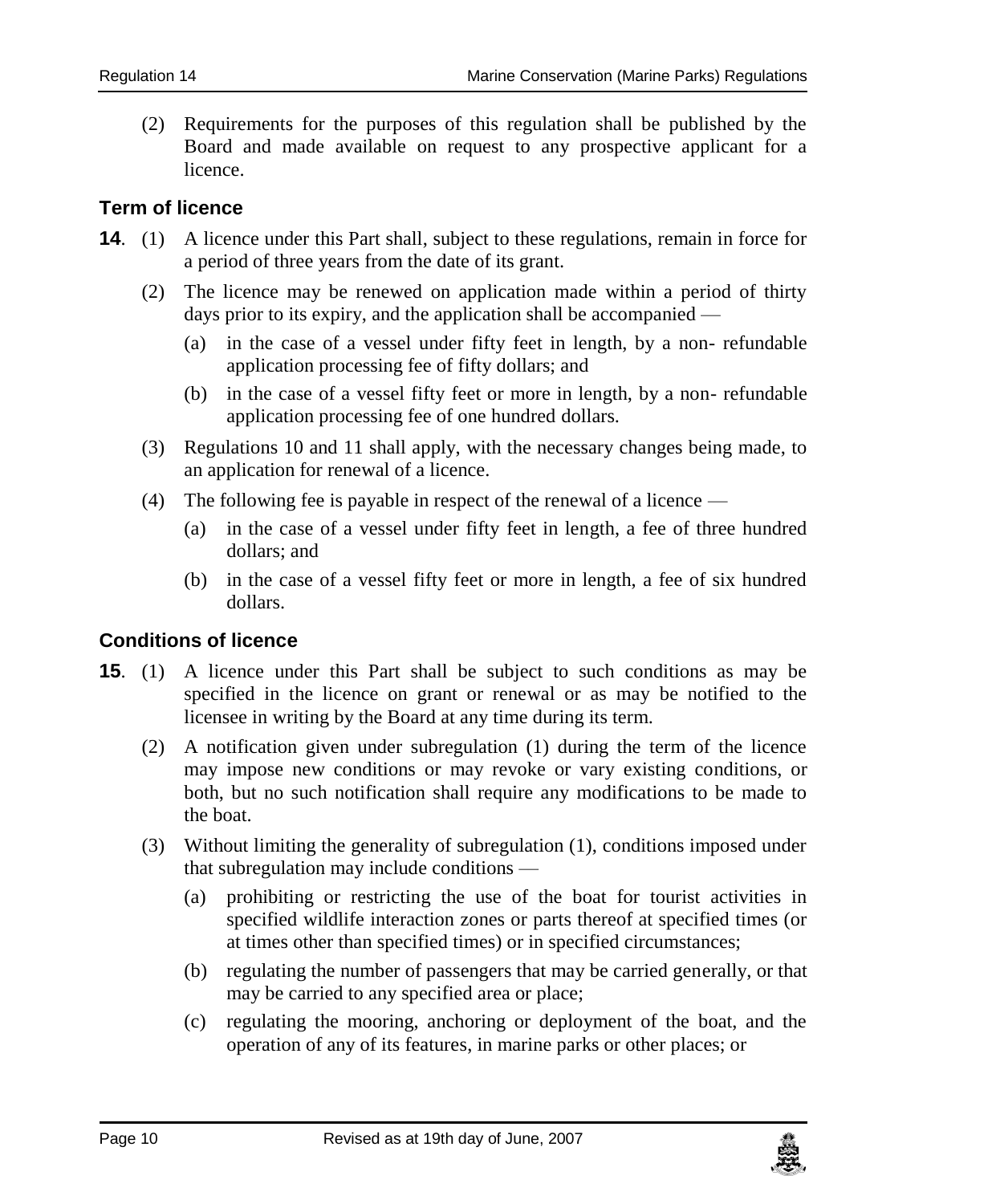(2) Requirements for the purposes of this regulation shall be published by the Board and made available on request to any prospective applicant for a licence.

### Term of licence

**14**. (1) A licence under this Part shall, subject to these regulations, remain in force for a period of three years from the date of its grant.

(2) The licence may be renewed on application made within a period of thirty days prior to its expiry, and the application shall be accompanied —

(a) in the case of a vessel under fifty feet in length, by a non- refundable application processing fee of fifty dollars; and

(b) in the case of a vessel fifty feet or more in length, by a non- refundable application processing fee of one hundred dollars.

(3) Regulations 10 and 11 shall apply, with the necessary changes being made, to an application for renewal of a licence.

(4) The following fee is payable in respect of the renewal of a licence —

(a) in the case of a vessel under fifty feet in length, a fee of three hundred dollars; and

(b) in the case of a vessel fifty feet or more in length, a fee of six hundred dollars.

### Conditions of licence

**15**. (1) A licence under this Part shall be subject to such conditions as may be specified in the licence on grant or renewal or as may be notified to the licensee in writing by the Board at any time during its term.

(2) A notification given under subregulation (1) during the term of the licence may impose new conditions or may revoke or vary existing conditions, or both, but no such notification shall require any modifications to be made to the boat.

(3) Without limiting the generality of subregulation (1), conditions imposed under that subregulation may include conditions —

(a) prohibiting or restricting the use of the boat for tourist activities in specified wildlife interaction zones or parts thereof at specified times (or at times other than specified times) or in specified circumstances;

(b) regulating the number of passengers that may be carried generally, or that may be carried to any specified area or place;

(c) regulating the mooring, anchoring or deployment of the boat, and the operation of any of its features, in marine parks or other places; or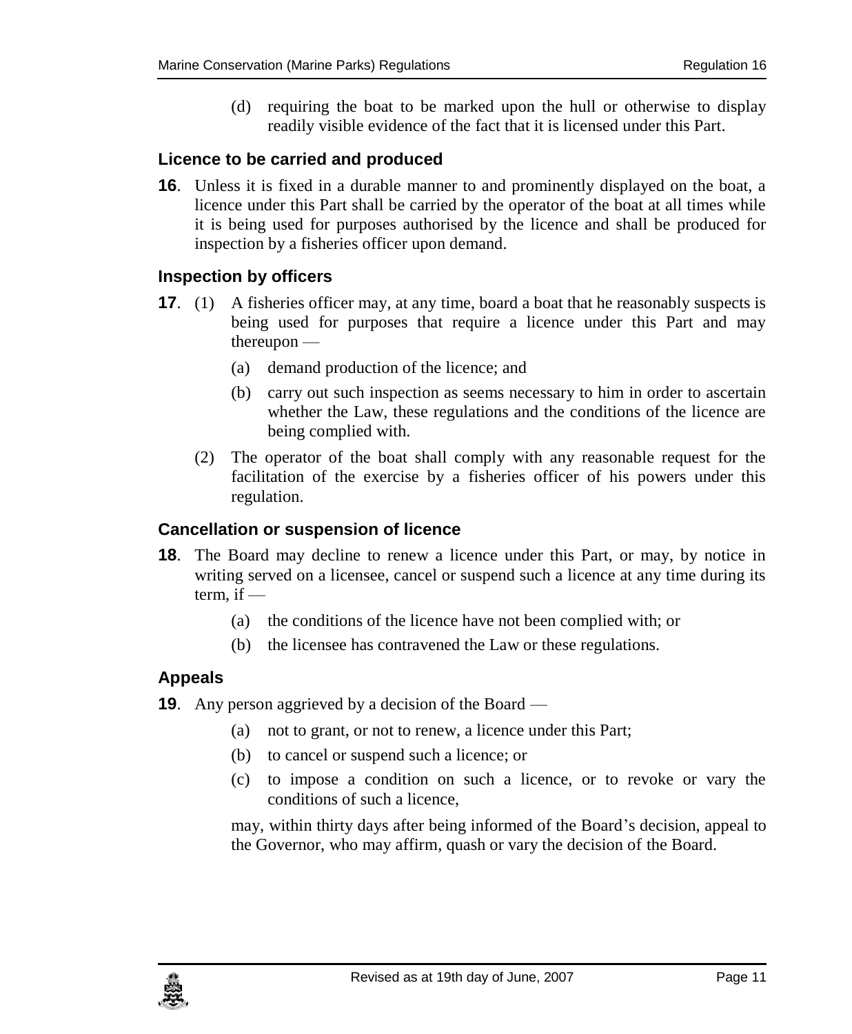(d) requiring the boat to be marked upon the hull or otherwise to display readily visible evidence of the fact that it is licensed under this Part.

### Licence to be carried and produced

**16**. Unless it is fixed in a durable manner to and prominently displayed on the boat, a licence under this Part shall be carried by the operator of the boat at all times while it is being used for purposes authorised by the licence and shall be produced for inspection by a fisheries officer upon demand.

### Inspection by officers

**17**. (1) A fisheries officer may, at any time, board a boat that he reasonably suspects is being used for purposes that require a licence under this Part and may thereupon —

(a) demand production of the licence; and

(b) carry out such inspection as seems necessary to him in order to ascertain whether the Law, these regulations and the conditions of the licence are being complied with.

(2) The operator of the boat shall comply with any reasonable request for the facilitation of the exercise by a fisheries officer of his powers under this regulation.

### Cancellation or suspension of licence

**18**. The Board may decline to renew a licence under this Part, or may, by notice in writing served on a licensee, cancel or suspend such a licence at any time during its term, if —

(a) the conditions of the licence have not been complied with; or

(b) the licensee has contravened the Law or these regulations.

### Appeals

**19**. Any person aggrieved by a decision of the Board —

(a) not to grant, or not to renew, a licence under this Part;

(b) to cancel or suspend such a licence; or

(c) to impose a condition on such a licence, or to revoke or vary the conditions of such a licence,

may, within thirty days after being informed of the Board's decision, appeal to the Governor, who may affirm, quash or vary the decision of the Board.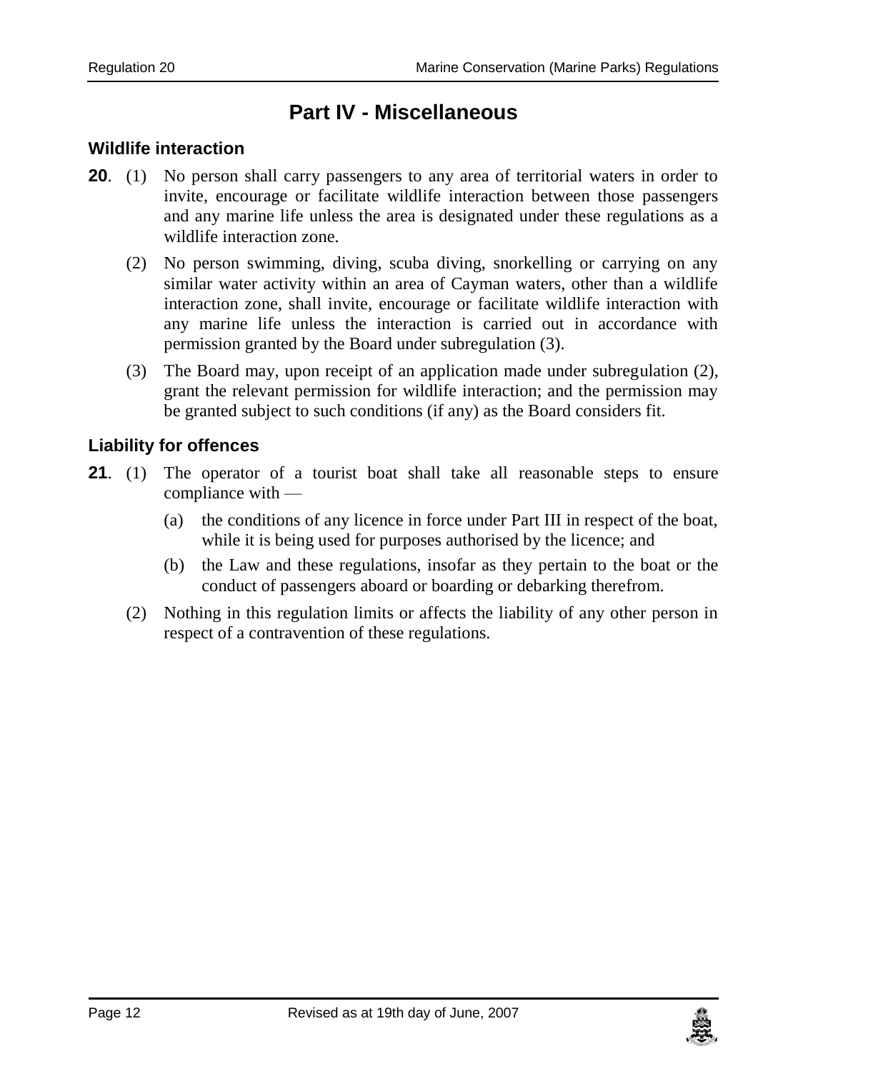## Part IV - Miscellaneous

### Wildlife interaction

**20**. (1) No person shall carry passengers to any area of territorial waters in order to invite, encourage or facilitate wildlife interaction between those passengers and any marine life unless the area is designated under these regulations as a wildlife interaction zone.

(2) No person swimming, diving, scuba diving, snorkelling or carrying on any similar water activity within an area of Cayman waters, other than a wildlife interaction zone, shall invite, encourage or facilitate wildlife interaction with any marine life unless the interaction is carried out in accordance with permission granted by the Board under subregulation (3).

(3) The Board may, upon receipt of an application made under subregulation (2), grant the relevant permission for wildlife interaction; and the permission may be granted subject to such conditions (if any) as the Board considers fit.

### Liability for offences

**21**. (1) The operator of a tourist boat shall take all reasonable steps to ensure compliance with —

(a) the conditions of any licence in force under Part III in respect of the boat, while it is being used for purposes authorised by the licence; and

(b) the Law and these regulations, insofar as they pertain to the boat or the conduct of passengers aboard or boarding or debarking therefrom.

(2) Nothing in this regulation limits or affects the liability of any other person in respect of a contravention of these regulations.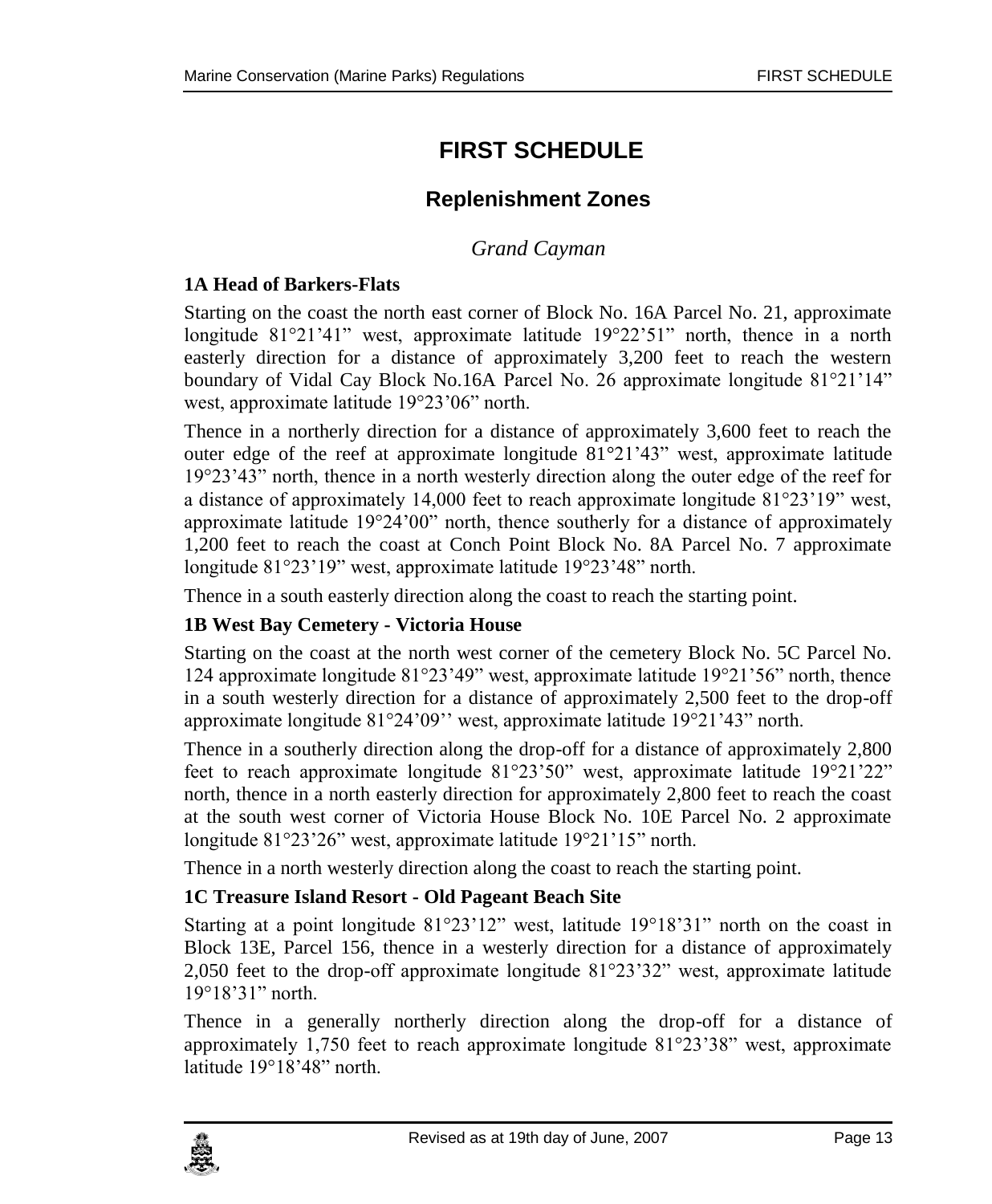# FIRST SCHEDULE

## Replenishment Zones

### *Grand Cayman*

**1A Head of Barkers-Flats**

Starting on the coast the north east corner of Block No. 16A Parcel No. 21, approximate longitude 81°21'41" west, approximate latitude 19°22'51" north, thence in a north easterly direction for a distance of approximately 3,200 feet to reach the western boundary of Vidal Cay Block No.16A Parcel No. 26 approximate longitude 81°21'14" west, approximate latitude 19°23'06" north.

Thence in a northerly direction for a distance of approximately 3,600 feet to reach the outer edge of the reef at approximate longitude 81°21'43" west, approximate latitude 19°23'43" north, thence in a north westerly direction along the outer edge of the reef for a distance of approximately 14,000 feet to reach approximate longitude 81°23'19" west, approximate latitude 19°24'00" north, thence southerly for a distance of approximately 1,200 feet to reach the coast at Conch Point Block No. 8A Parcel No. 7 approximate longitude 81°23'19" west, approximate latitude 19°23'48" north.

Thence in a south easterly direction along the coast to reach the starting point.

**1B West Bay Cemetery - Victoria House**

Starting on the coast at the north west corner of the cemetery Block No. 5C Parcel No. 124 approximate longitude 81°23'49" west, approximate latitude 19°21'56" north, thence in a south westerly direction for a distance of approximately 2,500 feet to the drop-off approximate longitude 81°24'09'' west, approximate latitude 19°21'43" north.

Thence in a southerly direction along the drop-off for a distance of approximately 2,800 feet to reach approximate longitude 81°23'50" west, approximate latitude 19°21'22" north, thence in a north easterly direction for approximately 2,800 feet to reach the coast at the south west corner of Victoria House Block No. 10E Parcel No. 2 approximate longitude 81°23'26" west, approximate latitude 19°21'15" north.

Thence in a north westerly direction along the coast to reach the starting point.

**1C Treasure Island Resort - Old Pageant Beach Site**

Starting at a point longitude 81°23'12" west, latitude 19°18'31" north on the coast in Block 13E, Parcel 156, thence in a westerly direction for a distance of approximately 2,050 feet to the drop-off approximate longitude 81°23'32" west, approximate latitude 19°18'31" north.

Thence in a generally northerly direction along the drop-off for a distance of approximately 1,750 feet to reach approximate longitude 81°23'38" west, approximate latitude 19°18'48" north.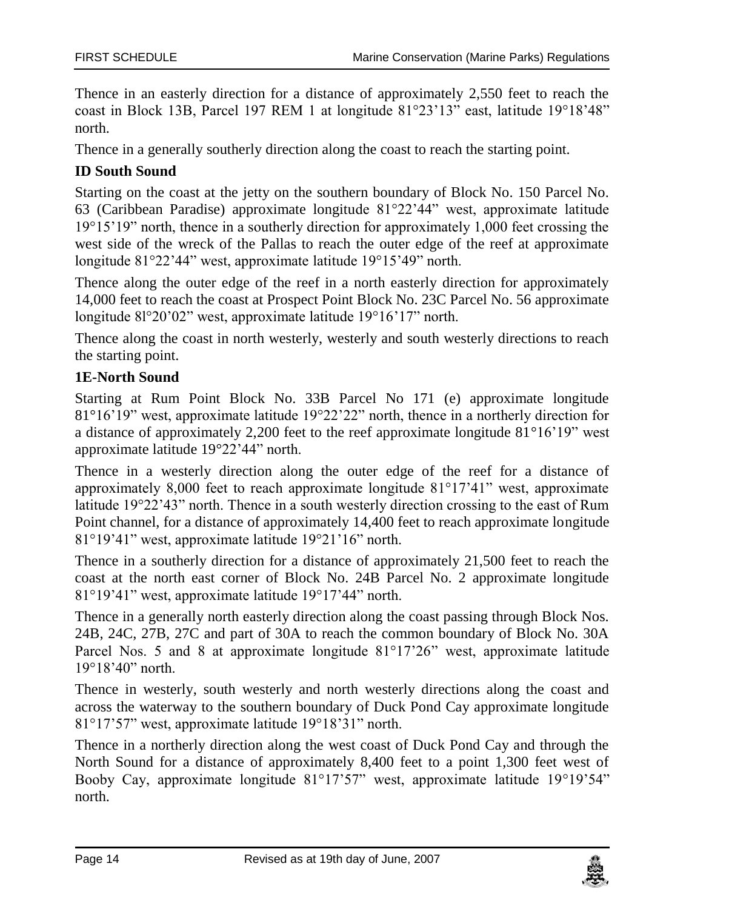Thence in an easterly direction for a distance of approximately 2,550 feet to reach the coast in Block 13B, Parcel 197 REM 1 at longitude 81°23’13” east, latitude 19°18’48” north.

Thence in a generally southerly direction along the coast to reach the starting point.

**ID South Sound**

Starting on the coast at the jetty on the southern boundary of Block No. 150 Parcel No. 63 (Caribbean Paradise) approximate longitude 81°22’44” west, approximate latitude 19°15’19” north, thence in a southerly direction for approximately 1,000 feet crossing the west side of the wreck of the Pallas to reach the outer edge of the reef at approximate longitude 81°22’44” west, approximate latitude 19°15’49” north.

Thence along the outer edge of the reef in a north easterly direction for approximately 14,000 feet to reach the coast at Prospect Point Block No. 23C Parcel No. 56 approximate longitude 8l°20’02” west, approximate latitude 19°16’17” north.

Thence along the coast in north westerly, westerly and south westerly directions to reach the starting point.

**1E-North Sound**

Starting at Rum Point Block No. 33B Parcel No 171 (e) approximate longitude 81°16’19” west, approximate latitude 19°22’22” north, thence in a northerly direction for a distance of approximately 2,200 feet to the reef approximate longitude 81°16’19” west approximate latitude 19°22’44” north.

Thence in a westerly direction along the outer edge of the reef for a distance of approximately 8,000 feet to reach approximate longitude 81°17’41” west, approximate latitude 19°22’43” north. Thence in a south westerly direction crossing to the east of Rum Point channel, for a distance of approximately 14,400 feet to reach approximate longitude 81°19’41” west, approximate latitude 19°21’16” north.

Thence in a southerly direction for a distance of approximately 21,500 feet to reach the coast at the north east corner of Block No. 24B Parcel No. 2 approximate longitude 81°19’41” west, approximate latitude 19°17’44” north.

Thence in a generally north easterly direction along the coast passing through Block Nos. 24B, 24C, 27B, 27C and part of 30A to reach the common boundary of Block No. 30A Parcel Nos. 5 and 8 at approximate longitude 81°17’26” west, approximate latitude 19°18’40” north.

Thence in westerly, south westerly and north westerly directions along the coast and across the waterway to the southern boundary of Duck Pond Cay approximate longitude 81°17’57” west, approximate latitude 19°18’31” north.

Thence in a northerly direction along the west coast of Duck Pond Cay and through the North Sound for a distance of approximately 8,400 feet to a point 1,300 feet west of Booby Cay, approximate longitude 81°17’57” west, approximate latitude 19°19’54” north.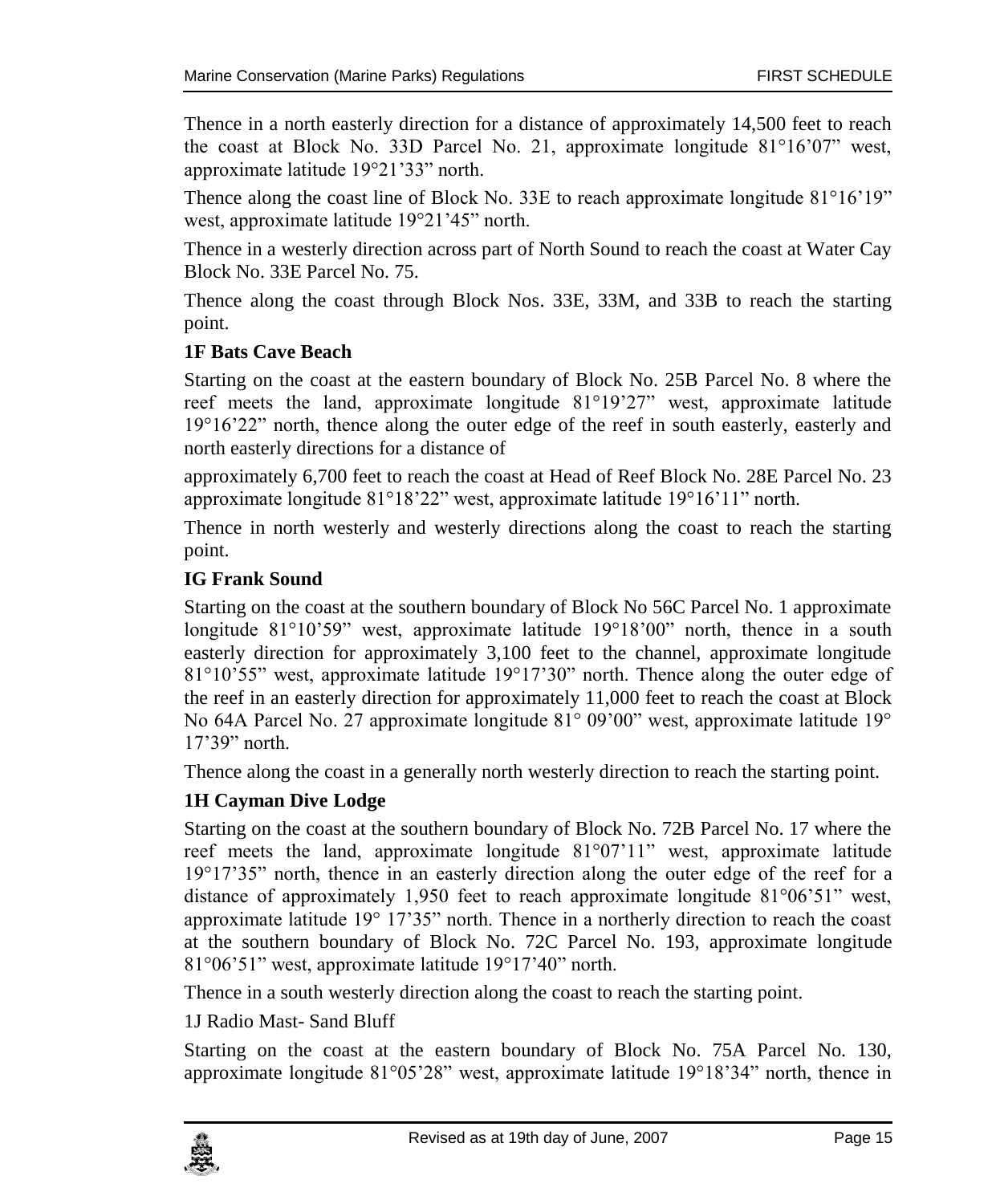Thence in a north easterly direction for a distance of approximately 14,500 feet to reach the coast at Block No. 33D Parcel No. 21, approximate longitude 81°16’07” west, approximate latitude 19°21’33” north.

Thence along the coast line of Block No. 33E to reach approximate longitude 81°16’19” west, approximate latitude 19°21’45” north.

Thence in a westerly direction across part of North Sound to reach the coast at Water Cay Block No. 33E Parcel No. 75.

Thence along the coast through Block Nos. 33E, 33M, and 33B to reach the starting point.

**1F Bats Cave Beach**

Starting on the coast at the eastern boundary of Block No. 25B Parcel No. 8 where the reef meets the land, approximate longitude 81°19’27” west, approximate latitude 19°16’22” north, thence along the outer edge of the reef in south easterly, easterly and north easterly directions for a distance of

approximately 6,700 feet to reach the coast at Head of Reef Block No. 28E Parcel No. 23 approximate longitude 81°18’22” west, approximate latitude 19°16’11” north.

Thence in north westerly and westerly directions along the coast to reach the starting point.

**IG Frank Sound**

Starting on the coast at the southern boundary of Block No 56C Parcel No. 1 approximate longitude 81°10’59” west, approximate latitude 19°18’00” north, thence in a south easterly direction for approximately 3,100 feet to the channel, approximate longitude 81°10’55” west, approximate latitude 19°17’30” north. Thence along the outer edge of the reef in an easterly direction for approximately 11,000 feet to reach the coast at Block No 64A Parcel No. 27 approximate longitude 81° 09’00” west, approximate latitude 19° 17’39” north.

Thence along the coast in a generally north westerly direction to reach the starting point.

**1H Cayman Dive Lodge**

Starting on the coast at the southern boundary of Block No. 72B Parcel No. 17 where the reef meets the land, approximate longitude 81°07’11” west, approximate latitude 19°17’35” north, thence in an easterly direction along the outer edge of the reef for a distance of approximately 1,950 feet to reach approximate longitude 81°06’51” west, approximate latitude 19° 17’35” north. Thence in a northerly direction to reach the coast at the southern boundary of Block No. 72C Parcel No. 193, approximate longitude 81°06’51” west, approximate latitude 19°17’40” north.

Thence in a south westerly direction along the coast to reach the starting point.

1J Radio Mast- Sand Bluff

Starting on the coast at the eastern boundary of Block No. 75A Parcel No. 130, approximate longitude 81°05’28” west, approximate latitude 19°18’34” north, thence in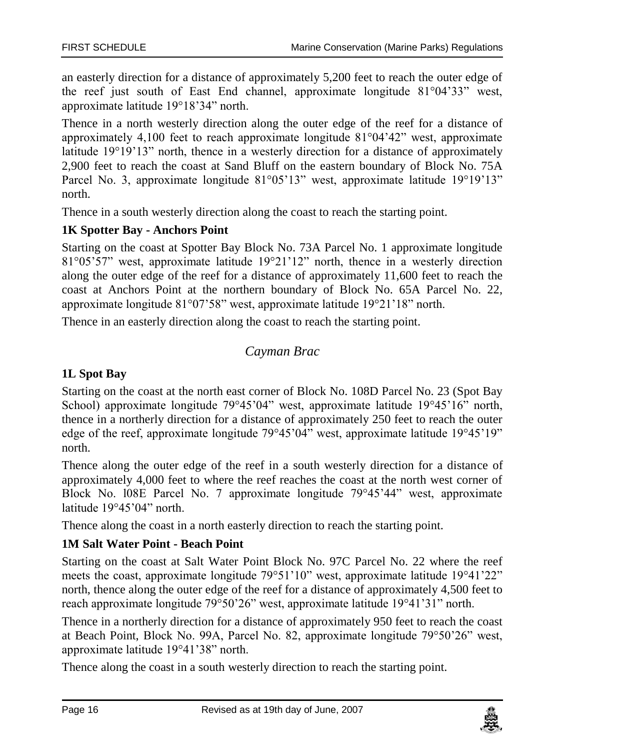an easterly direction for a distance of approximately 5,200 feet to reach the outer edge of the reef just south of East End channel, approximate longitude 81°04'33" west, approximate latitude 19°18'34" north.

Thence in a north westerly direction along the outer edge of the reef for a distance of approximately 4,100 feet to reach approximate longitude 81°04'42" west, approximate latitude 19°19'13" north, thence in a westerly direction for a distance of approximately 2,900 feet to reach the coast at Sand Bluff on the eastern boundary of Block No. 75A Parcel No. 3, approximate longitude 81°05'13" west, approximate latitude 19°19'13" north.

Thence in a south westerly direction along the coast to reach the starting point.

**1K Spotter Bay - Anchors Point**

Starting on the coast at Spotter Bay Block No. 73A Parcel No. 1 approximate longitude 81°05'57" west, approximate latitude 19°21'12" north, thence in a westerly direction along the outer edge of the reef for a distance of approximately 11,600 feet to reach the coast at Anchors Point at the northern boundary of Block No. 65A Parcel No. 22, approximate longitude 81°07'58" west, approximate latitude 19°21'18" north.

Thence in an easterly direction along the coast to reach the starting point.

## *Cayman Brac*

**1L Spot Bay**

Starting on the coast at the north east corner of Block No. 108D Parcel No. 23 (Spot Bay School) approximate longitude 79°45'04" west, approximate latitude 19°45'16" north, thence in a northerly direction for a distance of approximately 250 feet to reach the outer edge of the reef, approximate longitude 79°45'04" west, approximate latitude 19°45'19" north.

Thence along the outer edge of the reef in a south westerly direction for a distance of approximately 4,000 feet to where the reef reaches the coast at the north west corner of Block No. l08E Parcel No. 7 approximate longitude 79°45'44" west, approximate latitude 19°45'04" north.

Thence along the coast in a north easterly direction to reach the starting point.

**1M Salt Water Point - Beach Point**

Starting on the coast at Salt Water Point Block No. 97C Parcel No. 22 where the reef meets the coast, approximate longitude 79°51'10" west, approximate latitude 19°41'22" north, thence along the outer edge of the reef for a distance of approximately 4,500 feet to reach approximate longitude 79°50'26" west, approximate latitude 19°41'31" north.

Thence in a northerly direction for a distance of approximately 950 feet to reach the coast at Beach Point, Block No. 99A, Parcel No. 82, approximate longitude 79°50'26" west, approximate latitude 19°41'38" north.

Thence along the coast in a south westerly direction to reach the starting point.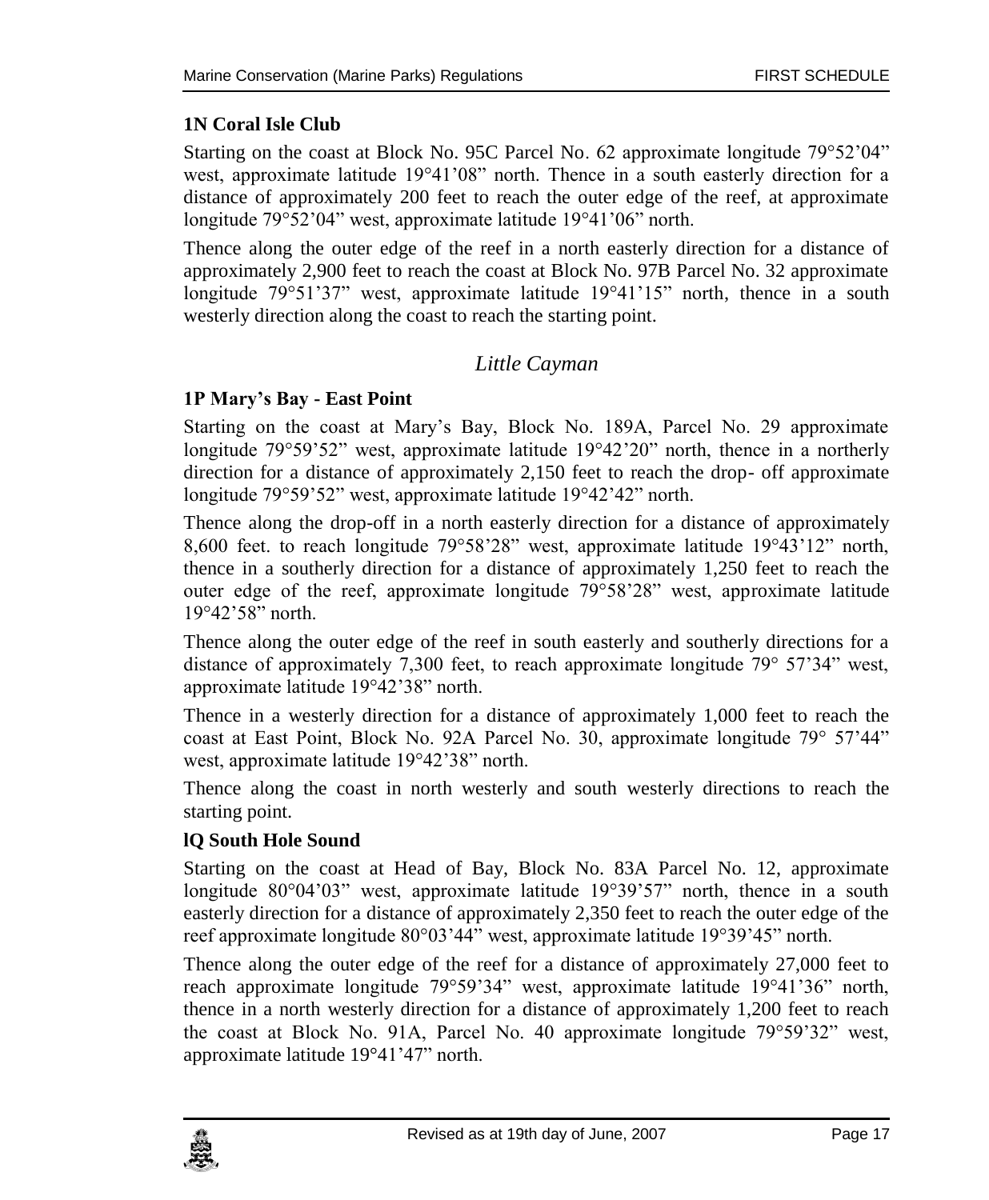### 1N Coral Isle Club

Starting on the coast at Block No. 95C Parcel No. 62 approximate longitude 79°52'04" west, approximate latitude 19°41'08" north. Thence in a south easterly direction for a distance of approximately 200 feet to reach the outer edge of the reef, at approximate longitude 79°52'04" west, approximate latitude 19°41'06" north.

Thence along the outer edge of the reef in a north easterly direction for a distance of approximately 2,900 feet to reach the coast at Block No. 97B Parcel No. 32 approximate longitude 79°51'37" west, approximate latitude 19°41'15" north, thence in a south westerly direction along the coast to reach the starting point.

## *Little Cayman*

### 1P Mary's Bay - East Point

Starting on the coast at Mary's Bay, Block No. 189A, Parcel No. 29 approximate longitude 79°59'52" west, approximate latitude 19°42'20" north, thence in a northerly direction for a distance of approximately 2,150 feet to reach the drop- off approximate longitude 79°59'52" west, approximate latitude 19°42'42" north.

Thence along the drop-off in a north easterly direction for a distance of approximately 8,600 feet. to reach longitude 79°58'28" west, approximate latitude 19°43'12" north, thence in a southerly direction for a distance of approximately 1,250 feet to reach the outer edge of the reef, approximate longitude 79°58'28" west, approximate latitude 19°42'58" north.

Thence along the outer edge of the reef in south easterly and southerly directions for a distance of approximately 7,300 feet, to reach approximate longitude 79° 57'34" west, approximate latitude 19°42'38" north.

Thence in a westerly direction for a distance of approximately 1,000 feet to reach the coast at East Point, Block No. 92A Parcel No. 30, approximate longitude 79° 57'44" west, approximate latitude 19°42'38" north.

Thence along the coast in north westerly and south westerly directions to reach the starting point.

### lQ South Hole Sound

Starting on the coast at Head of Bay, Block No. 83A Parcel No. 12, approximate longitude 80°04'03" west, approximate latitude 19°39'57" north, thence in a south easterly direction for a distance of approximately 2,350 feet to reach the outer edge of the reef approximate longitude 80°03'44" west, approximate latitude 19°39'45" north.

Thence along the outer edge of the reef for a distance of approximately 27,000 feet to reach approximate longitude 79°59'34" west, approximate latitude 19°41'36" north, thence in a north westerly direction for a distance of approximately 1,200 feet to reach the coast at Block No. 91A, Parcel No. 40 approximate longitude 79°59'32" west, approximate latitude 19°41'47" north.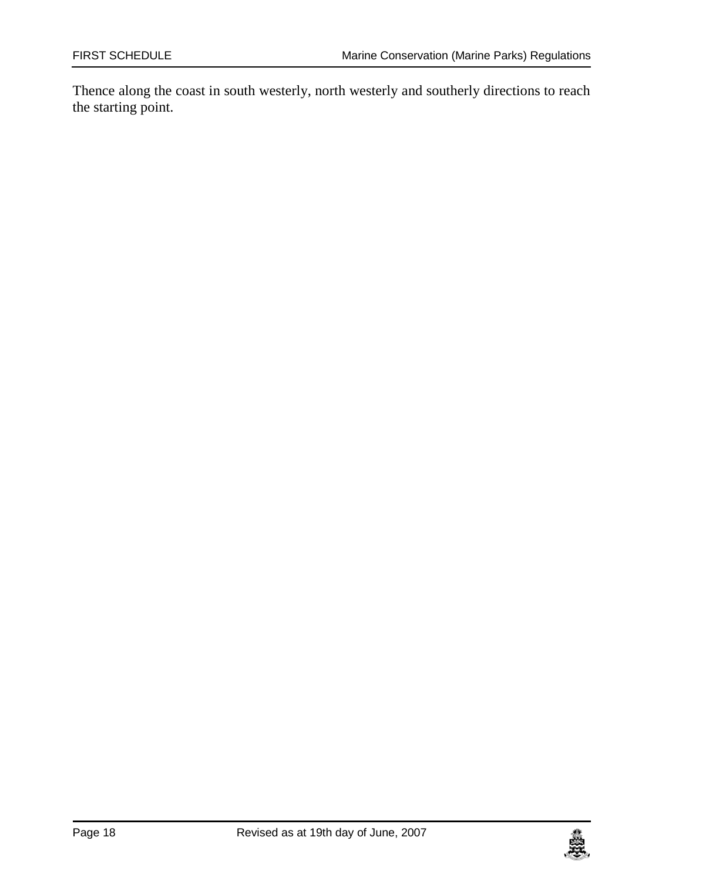Thence along the coast in south westerly, north westerly and southerly directions to reach the starting point.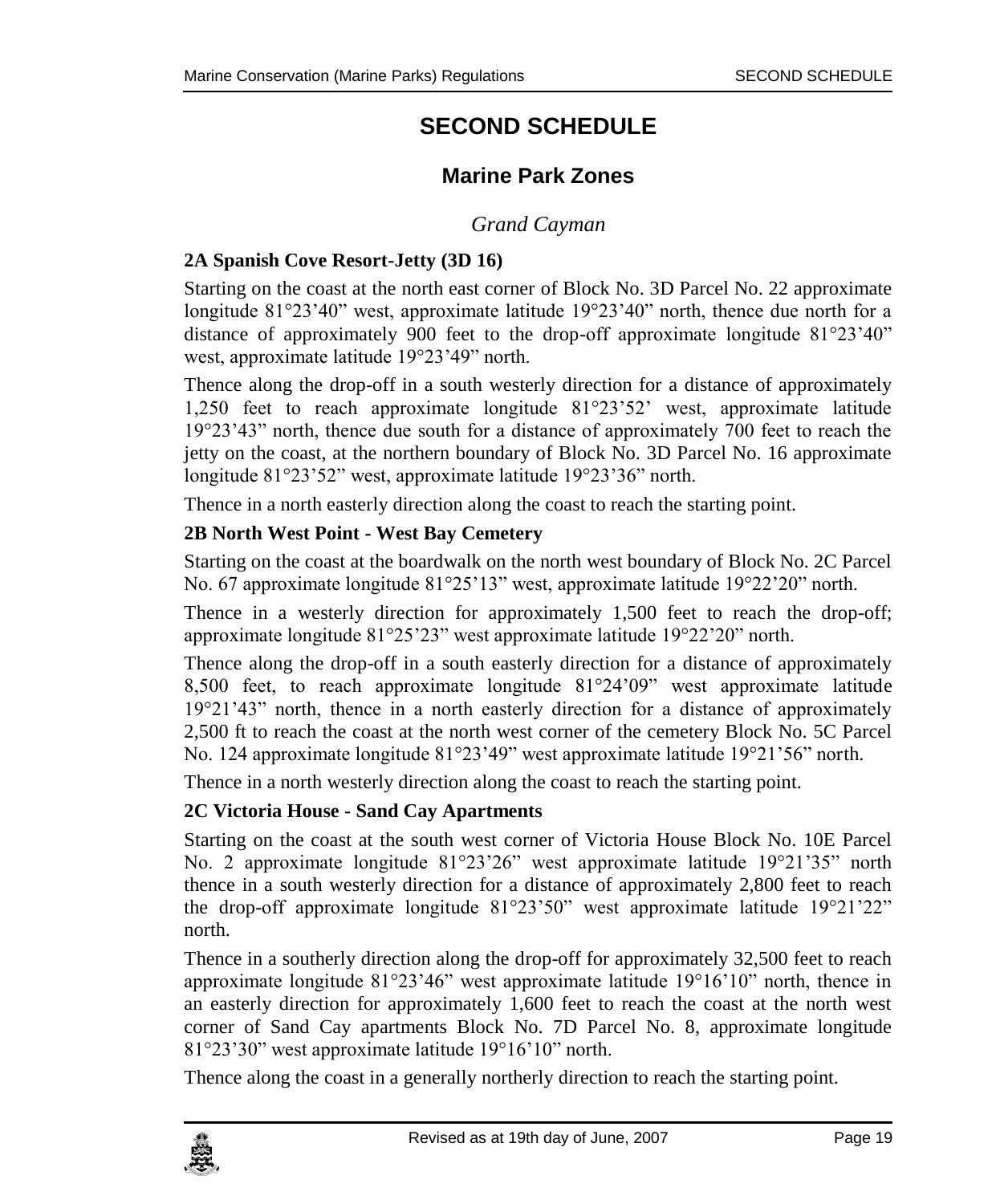# SECOND SCHEDULE

## Marine Park Zones

### *Grand Cayman*

**2A Spanish Cove Resort-Jetty (3D 16)**

Starting on the coast at the north east corner of Block No. 3D Parcel No. 22 approximate longitude 81°23'40" west, approximate latitude 19°23'40" north, thence due north for a distance of approximately 900 feet to the drop-off approximate longitude 81°23'40" west, approximate latitude 19°23'49" north.

Thence along the drop-off in a south westerly direction for a distance of approximately 1,250 feet to reach approximate longitude 81°23'52' west, approximate latitude 19°23'43" north, thence due south for a distance of approximately 700 feet to reach the jetty on the coast, at the northern boundary of Block No. 3D Parcel No. 16 approximate longitude 81°23'52" west, approximate latitude 19°23'36" north.

Thence in a north easterly direction along the coast to reach the starting point.

**2B North West Point - West Bay Cemetery**

Starting on the coast at the boardwalk on the north west boundary of Block No. 2C Parcel No. 67 approximate longitude 81°25'13" west, approximate latitude 19°22'20" north.

Thence in a westerly direction for approximately 1,500 feet to reach the drop-off; approximate longitude 81°25'23" west approximate latitude 19°22'20" north.

Thence along the drop-off in a south easterly direction for a distance of approximately 8,500 feet, to reach approximate longitude 81°24'09" west approximate latitude 19°21'43" north, thence in a north easterly direction for a distance of approximately 2,500 ft to reach the coast at the north west corner of the cemetery Block No. 5C Parcel No. 124 approximate longitude 81°23'49" west approximate latitude 19°21'56" north.

Thence in a north westerly direction along the coast to reach the starting point.

**2C Victoria House - Sand Cay Apartments**

Starting on the coast at the south west corner of Victoria House Block No. 10E Parcel No. 2 approximate longitude 81°23'26" west approximate latitude 19°21'35" north thence in a south westerly direction for a distance of approximately 2,800 feet to reach the drop-off approximate longitude 81°23'50" west approximate latitude 19°21'22" north.

Thence in a southerly direction along the drop-off for approximately 32,500 feet to reach approximate longitude 81°23'46" west approximate latitude 19°16'10" north, thence in an easterly direction for approximately 1,600 feet to reach the coast at the north west corner of Sand Cay apartments Block No. 7D Parcel No. 8, approximate longitude 81°23'30" west approximate latitude 19°16'10" north.

Thence along the coast in a generally northerly direction to reach the starting point.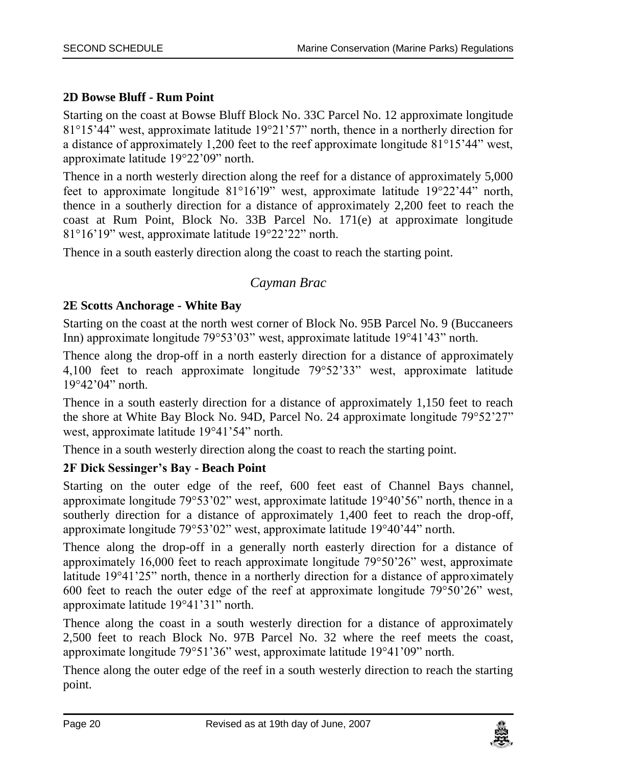### 2D Bowse Bluff - Rum Point

Starting on the coast at Bowse Bluff Block No. 33C Parcel No. 12 approximate longitude 81°15’44” west, approximate latitude 19°21’57” north, thence in a northerly direction for a distance of approximately 1,200 feet to the reef approximate longitude 81°15’44” west, approximate latitude 19°22’09” north.

Thence in a north westerly direction along the reef for a distance of approximately 5,000 feet to approximate longitude 81°16’l9” west, approximate latitude 19°22’44” north, thence in a southerly direction for a distance of approximately 2,200 feet to reach the coast at Rum Point, Block No. 33B Parcel No. 171(e) at approximate longitude 81°16’19” west, approximate latitude 19°22’22” north.

Thence in a south easterly direction along the coast to reach the starting point.

## *Cayman Brac*

### 2E Scotts Anchorage - White Bay

Starting on the coast at the north west corner of Block No. 95B Parcel No. 9 (Buccaneers Inn) approximate longitude 79°53’03” west, approximate latitude 19°41’43” north.

Thence along the drop-off in a north easterly direction for a distance of approximately 4,100 feet to reach approximate longitude 79°52’33” west, approximate latitude 19°42’04” north.

Thence in a south easterly direction for a distance of approximately 1,150 feet to reach the shore at White Bay Block No. 94D, Parcel No. 24 approximate longitude 79°52’27” west, approximate latitude 19°41’54” north.

Thence in a south westerly direction along the coast to reach the starting point.

### 2F Dick Sessinger’s Bay - Beach Point

Starting on the outer edge of the reef, 600 feet east of Channel Bays channel, approximate longitude 79°53’02” west, approximate latitude 19°40’56” north, thence in a southerly direction for a distance of approximately 1,400 feet to reach the drop-off, approximate longitude 79°53’02” west, approximate latitude 19°40’44” north.

Thence along the drop-off in a generally north easterly direction for a distance of approximately 16,000 feet to reach approximate longitude 79°50’26” west, approximate latitude 19°41’25” north, thence in a northerly direction for a distance of approximately 600 feet to reach the outer edge of the reef at approximate longitude 79°50’26” west, approximate latitude 19°41’31” north.

Thence along the coast in a south westerly direction for a distance of approximately 2,500 feet to reach Block No. 97B Parcel No. 32 where the reef meets the coast, approximate longitude 79°51’36” west, approximate latitude 19°41’09” north.

Thence along the outer edge of the reef in a south westerly direction to reach the starting point.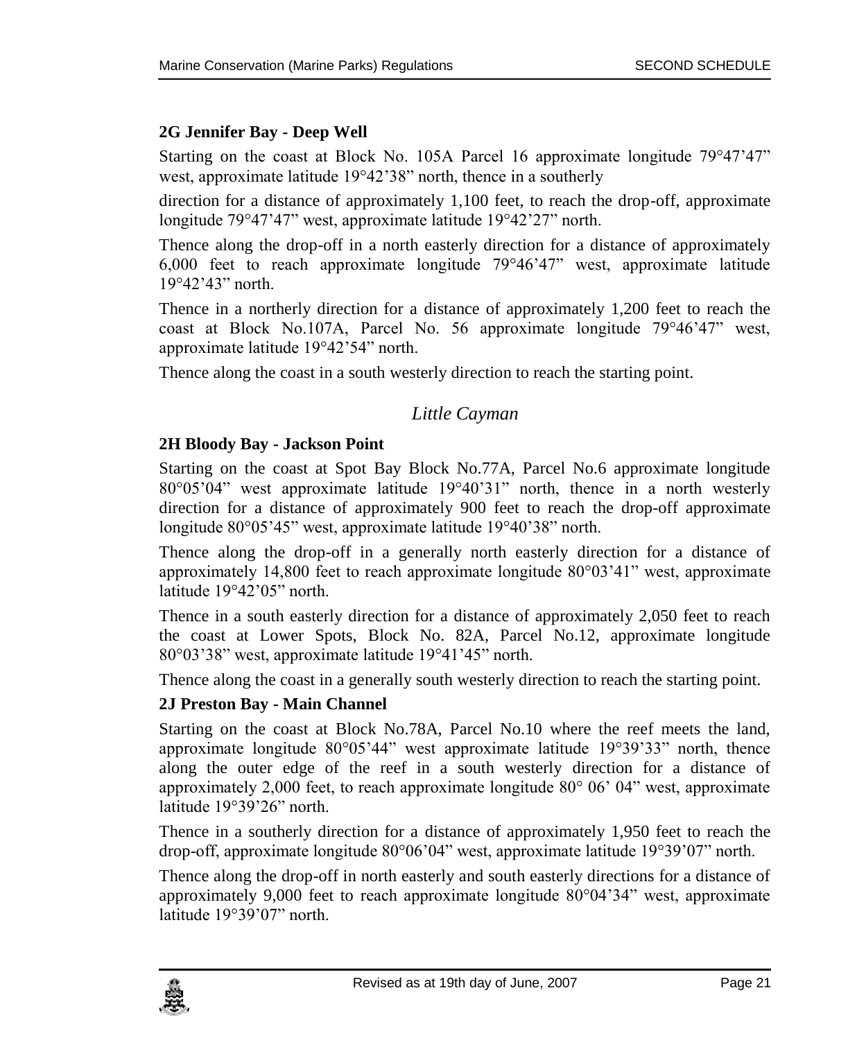### 2G Jennifer Bay - Deep Well

Starting on the coast at Block No. 105A Parcel 16 approximate longitude 79°47'47" west, approximate latitude 19°42'38" north, thence in a southerly

direction for a distance of approximately 1,100 feet, to reach the drop-off, approximate longitude 79°47'47" west, approximate latitude 19°42'27" north.

Thence along the drop-off in a north easterly direction for a distance of approximately 6,000 feet to reach approximate longitude 79°46'47" west, approximate latitude 19°42'43" north.

Thence in a northerly direction for a distance of approximately 1,200 feet to reach the coast at Block No.107A, Parcel No. 56 approximate longitude 79°46'47" west, approximate latitude 19°42'54" north.

Thence along the coast in a south westerly direction to reach the starting point.

## *Little Cayman*

### 2H Bloody Bay - Jackson Point

Starting on the coast at Spot Bay Block No.77A, Parcel No.6 approximate longitude 80°05'04" west approximate latitude 19°40'31" north, thence in a north westerly direction for a distance of approximately 900 feet to reach the drop-off approximate longitude 80°05'45" west, approximate latitude 19°40'38" north.

Thence along the drop-off in a generally north easterly direction for a distance of approximately 14,800 feet to reach approximate longitude 80°03'41" west, approximate latitude 19°42'05" north.

Thence in a south easterly direction for a distance of approximately 2,050 feet to reach the coast at Lower Spots, Block No. 82A, Parcel No.12, approximate longitude 80°03'38" west, approximate latitude 19°41'45" north.

Thence along the coast in a generally south westerly direction to reach the starting point.

### 2J Preston Bay - Main Channel

Starting on the coast at Block No.78A, Parcel No.10 where the reef meets the land, approximate longitude 80°05'44" west approximate latitude 19°39'33" north, thence along the outer edge of the reef in a south westerly direction for a distance of approximately 2,000 feet, to reach approximate longitude 80° 06' 04" west, approximate latitude 19°39'26" north.

Thence in a southerly direction for a distance of approximately 1,950 feet to reach the drop-off, approximate longitude 80°06'04" west, approximate latitude 19°39'07" north.

Thence along the drop-off in north easterly and south easterly directions for a distance of approximately 9,000 feet to reach approximate longitude 80°04'34" west, approximate latitude 19°39'07" north.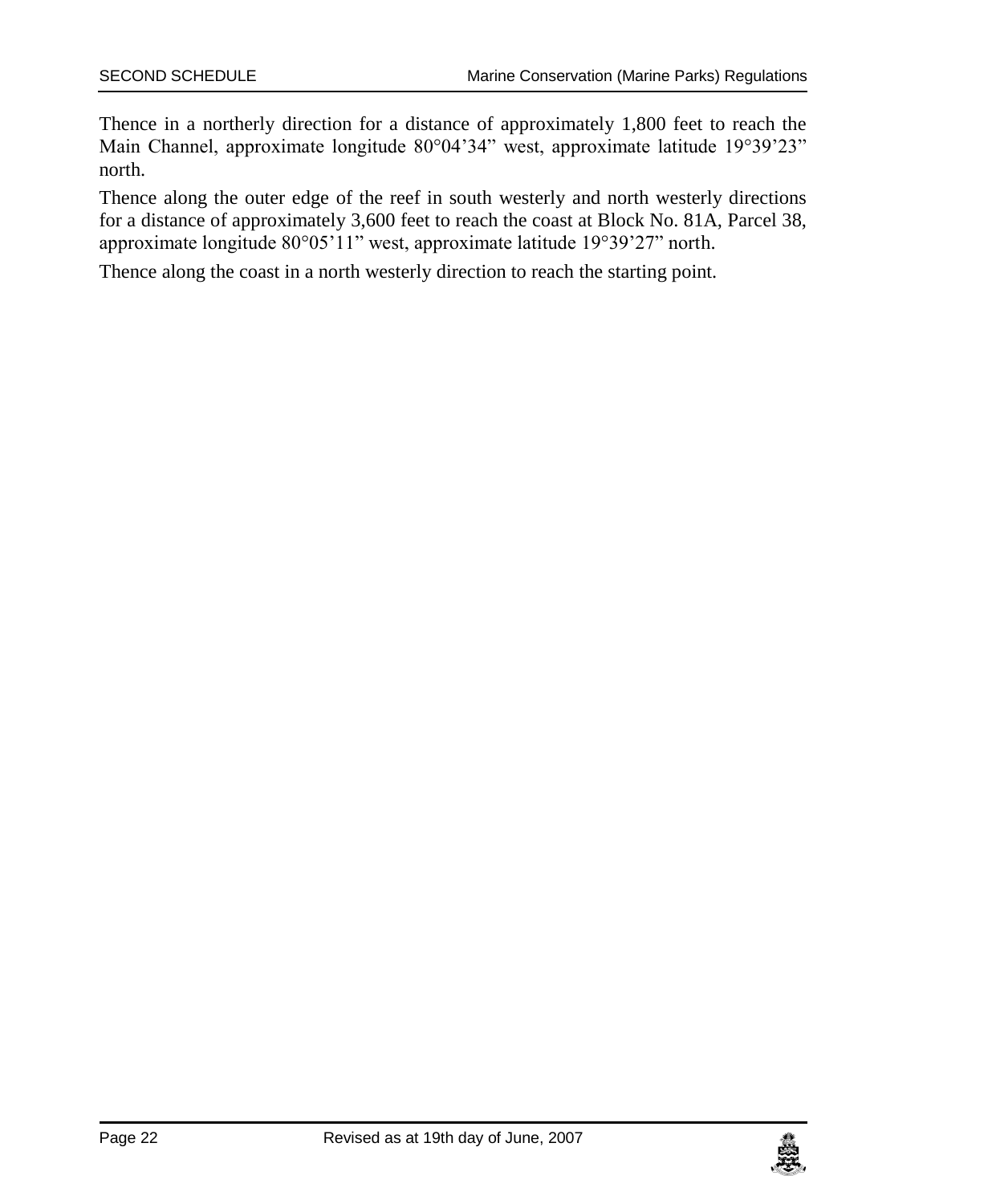Thence in a northerly direction for a distance of approximately 1,800 feet to reach the Main Channel, approximate longitude 80°04'34" west, approximate latitude 19°39'23" north.

Thence along the outer edge of the reef in south westerly and north westerly directions for a distance of approximately 3,600 feet to reach the coast at Block No. 81A, Parcel 38, approximate longitude 80°05'11" west, approximate latitude 19°39'27" north.

Thence along the coast in a north westerly direction to reach the starting point.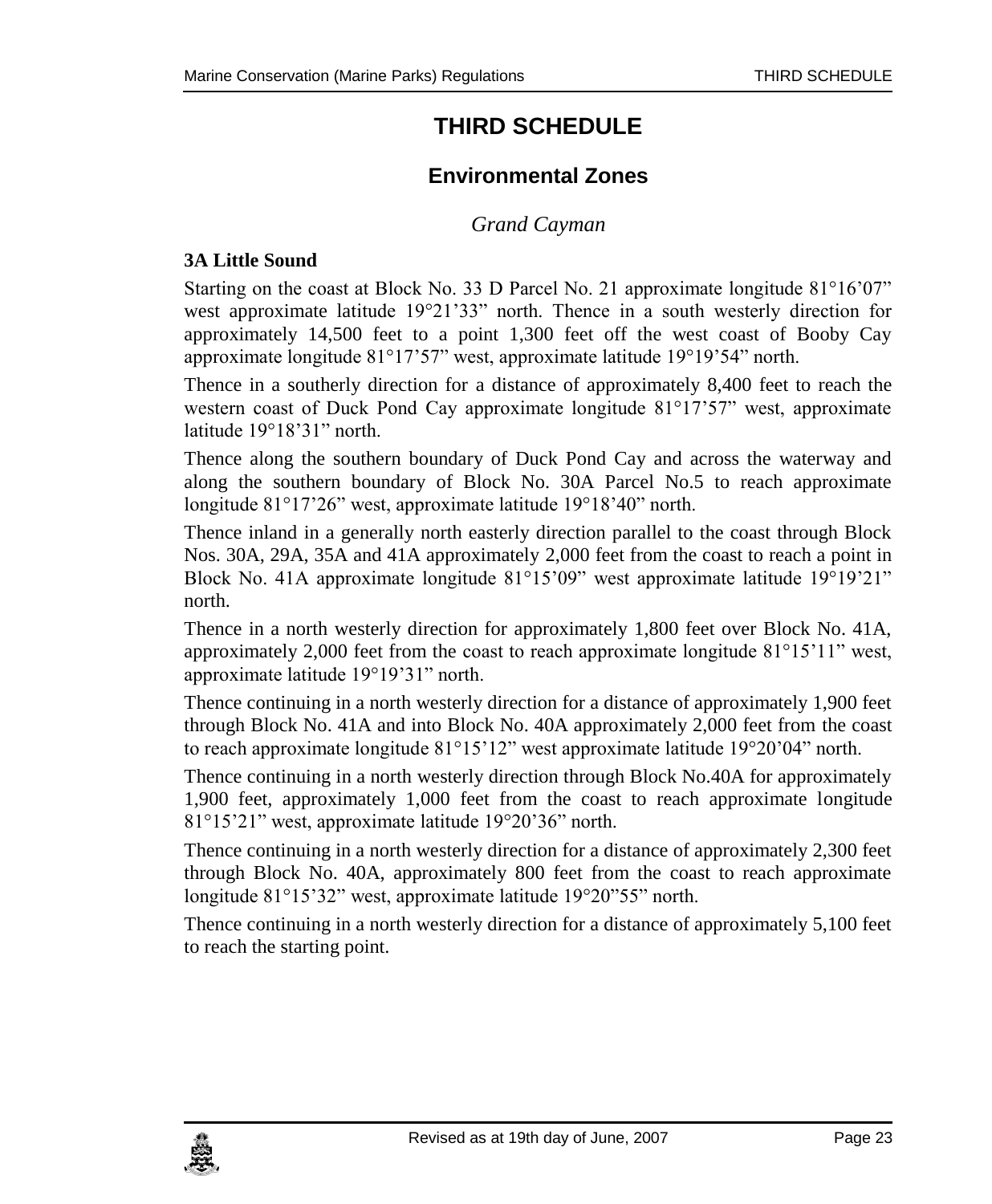# THIRD SCHEDULE

## Environmental Zones

*Grand Cayman*

**3A Little Sound**

Starting on the coast at Block No. 33 D Parcel No. 21 approximate longitude 81°16’07” west approximate latitude 19°21’33” north. Thence in a south westerly direction for approximately 14,500 feet to a point 1,300 feet off the west coast of Booby Cay approximate longitude 81°17’57” west, approximate latitude 19°19’54” north.

Thence in a southerly direction for a distance of approximately 8,400 feet to reach the western coast of Duck Pond Cay approximate longitude 81°17’57” west, approximate latitude 19°18’31” north.

Thence along the southern boundary of Duck Pond Cay and across the waterway and along the southern boundary of Block No. 30A Parcel No.5 to reach approximate longitude 81°17’26” west, approximate latitude 19°18’40” north.

Thence inland in a generally north easterly direction parallel to the coast through Block Nos. 30A, 29A, 35A and 41A approximately 2,000 feet from the coast to reach a point in Block No. 41A approximate longitude 81°15’09” west approximate latitude 19°19’21” north.

Thence in a north westerly direction for approximately 1,800 feet over Block No. 41A, approximately 2,000 feet from the coast to reach approximate longitude 81°15’11” west, approximate latitude 19°19’31” north.

Thence continuing in a north westerly direction for a distance of approximately 1,900 feet through Block No. 41A and into Block No. 40A approximately 2,000 feet from the coast to reach approximate longitude 81°15’12” west approximate latitude 19°20’04” north.

Thence continuing in a north westerly direction through Block No.40A for approximately 1,900 feet, approximately 1,000 feet from the coast to reach approximate longitude 81°15’21” west, approximate latitude 19°20’36” north.

Thence continuing in a north westerly direction for a distance of approximately 2,300 feet through Block No. 40A, approximately 800 feet from the coast to reach approximate longitude 81°15’32” west, approximate latitude 19°20”55” north.

Thence continuing in a north westerly direction for a distance of approximately 5,100 feet to reach the starting point.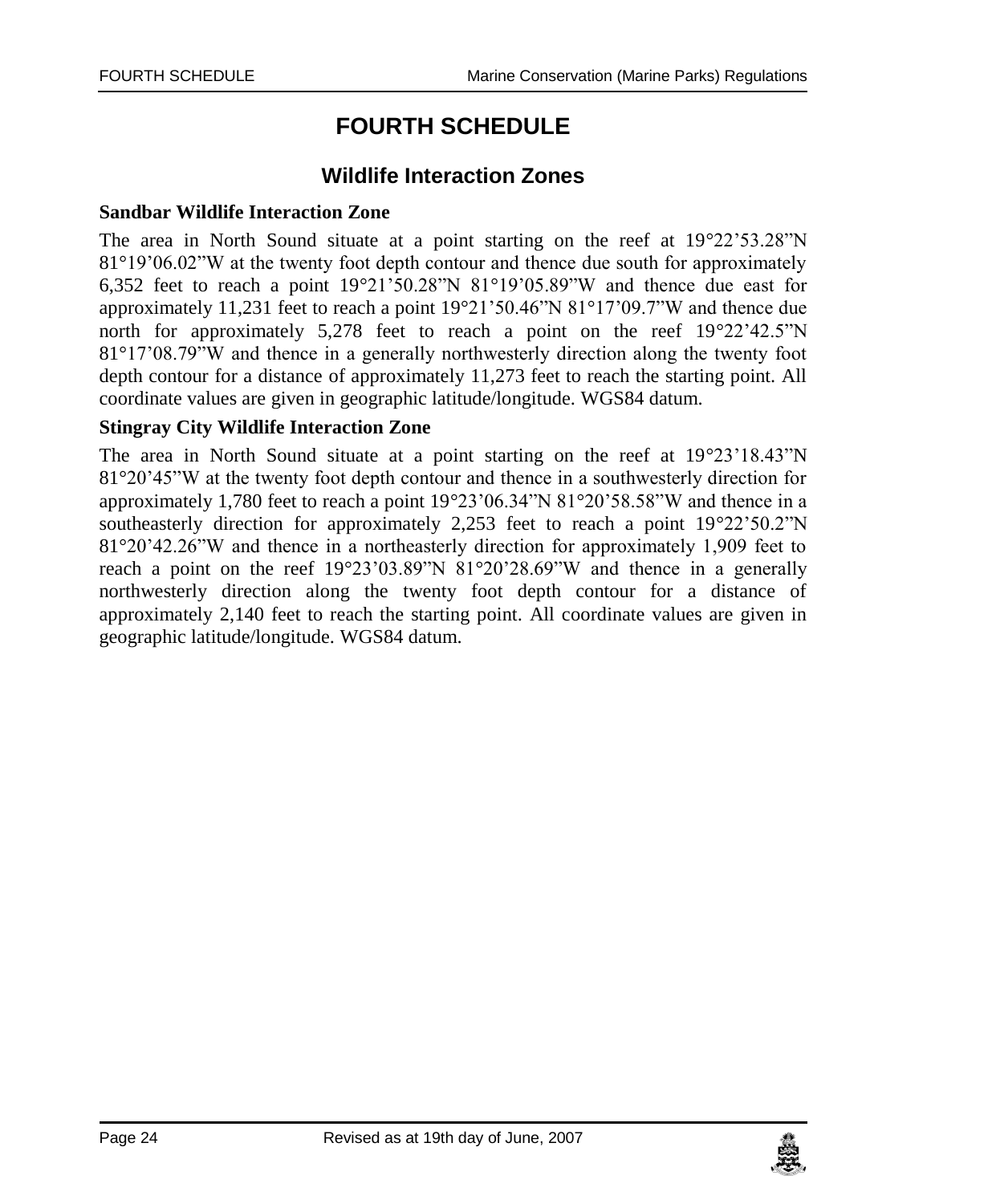# FOURTH SCHEDULE

## Wildlife Interaction Zones

**Sandbar Wildlife Interaction Zone**

The area in North Sound situate at a point starting on the reef at 19°22’53.28”N 81°19’06.02”W at the twenty foot depth contour and thence due south for approximately 6,352 feet to reach a point 19°21’50.28”N 81°19’05.89”W and thence due east for approximately 11,231 feet to reach a point 19°21’50.46”N 81°17’09.7”W and thence due north for approximately 5,278 feet to reach a point on the reef 19°22’42.5”N 81°17’08.79”W and thence in a generally northwesterly direction along the twenty foot depth contour for a distance of approximately 11,273 feet to reach the starting point. All coordinate values are given in geographic latitude/longitude. WGS84 datum.

**Stingray City Wildlife Interaction Zone**

The area in North Sound situate at a point starting on the reef at 19°23’18.43”N 81°20’45”W at the twenty foot depth contour and thence in a southwesterly direction for approximately 1,780 feet to reach a point 19°23’06.34”N 81°20’58.58”W and thence in a southeasterly direction for approximately 2,253 feet to reach a point 19°22’50.2”N 81°20’42.26”W and thence in a northeasterly direction for approximately 1,909 feet to reach a point on the reef 19°23’03.89”N 81°20’28.69”W and thence in a generally northwesterly direction along the twenty foot depth contour for a distance of approximately 2,140 feet to reach the starting point. All coordinate values are given in geographic latitude/longitude. WGS84 datum.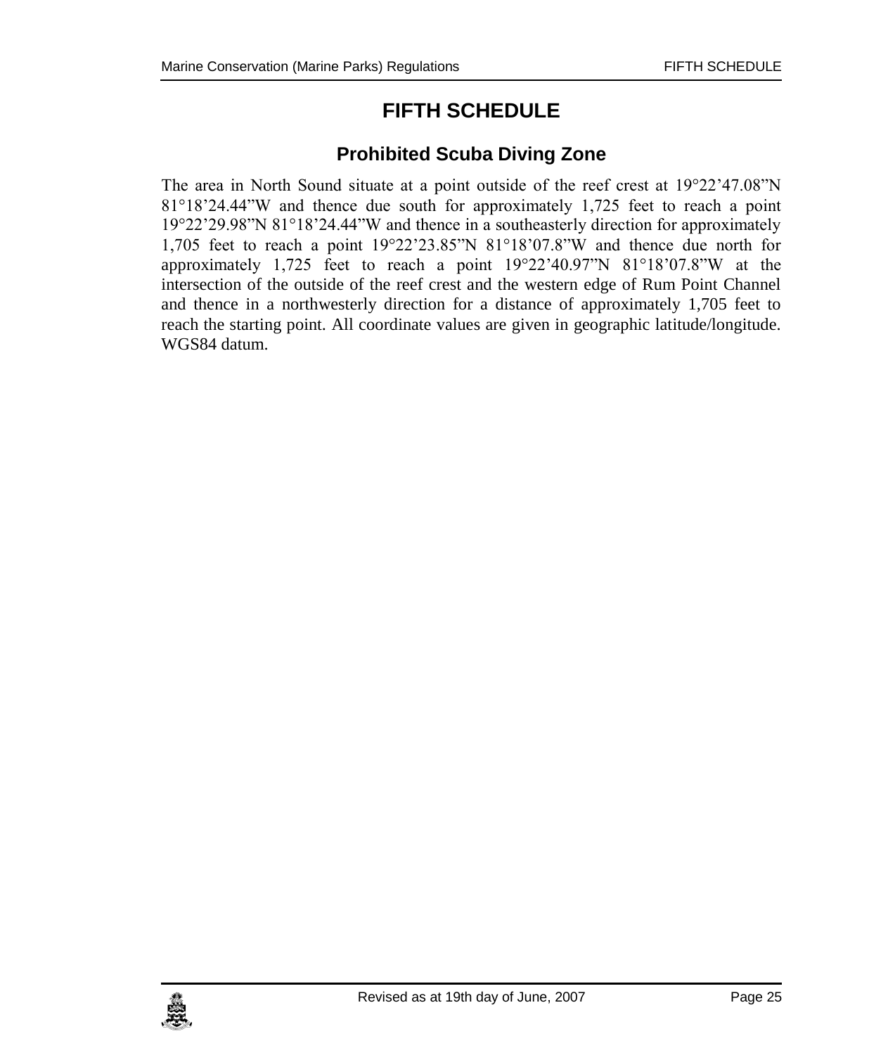# FIFTH SCHEDULE

## Prohibited Scuba Diving Zone

The area in North Sound situate at a point outside of the reef crest at 19°22’47.08”N 81°18’24.44”W and thence due south for approximately 1,725 feet to reach a point 19°22’29.98”N 81°18’24.44”W and thence in a southeasterly direction for approximately 1,705 feet to reach a point 19°22’23.85”N 81°18’07.8”W and thence due north for approximately 1,725 feet to reach a point 19°22’40.97”N 81°18’07.8”W at the intersection of the outside of the reef crest and the western edge of Rum Point Channel and thence in a northwesterly direction for a distance of approximately 1,705 feet to reach the starting point. All coordinate values are given in geographic latitude/longitude. WGS84 datum.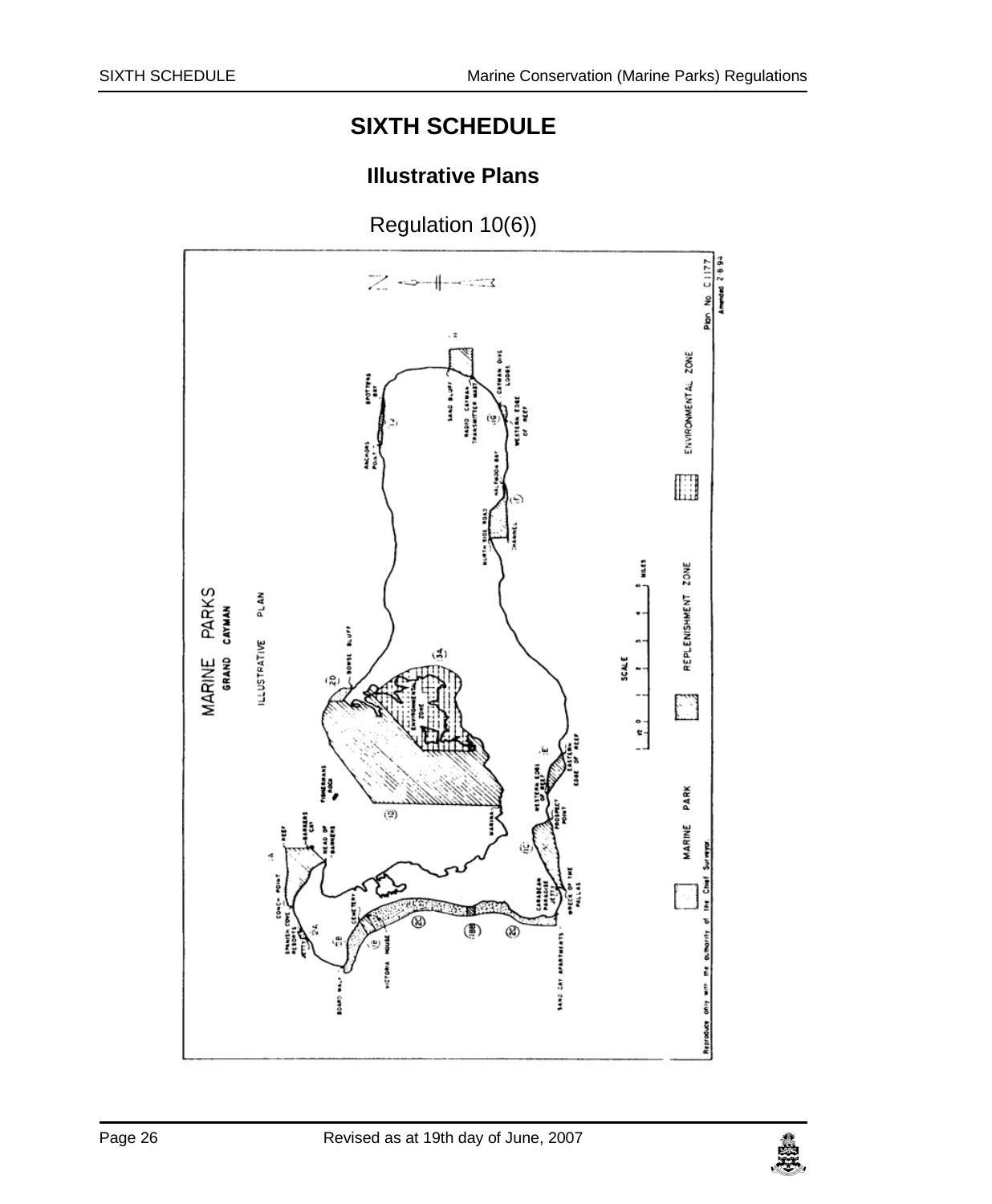# SIXTH SCHEDULE

## Illustrative Plans

Regulation 10(6))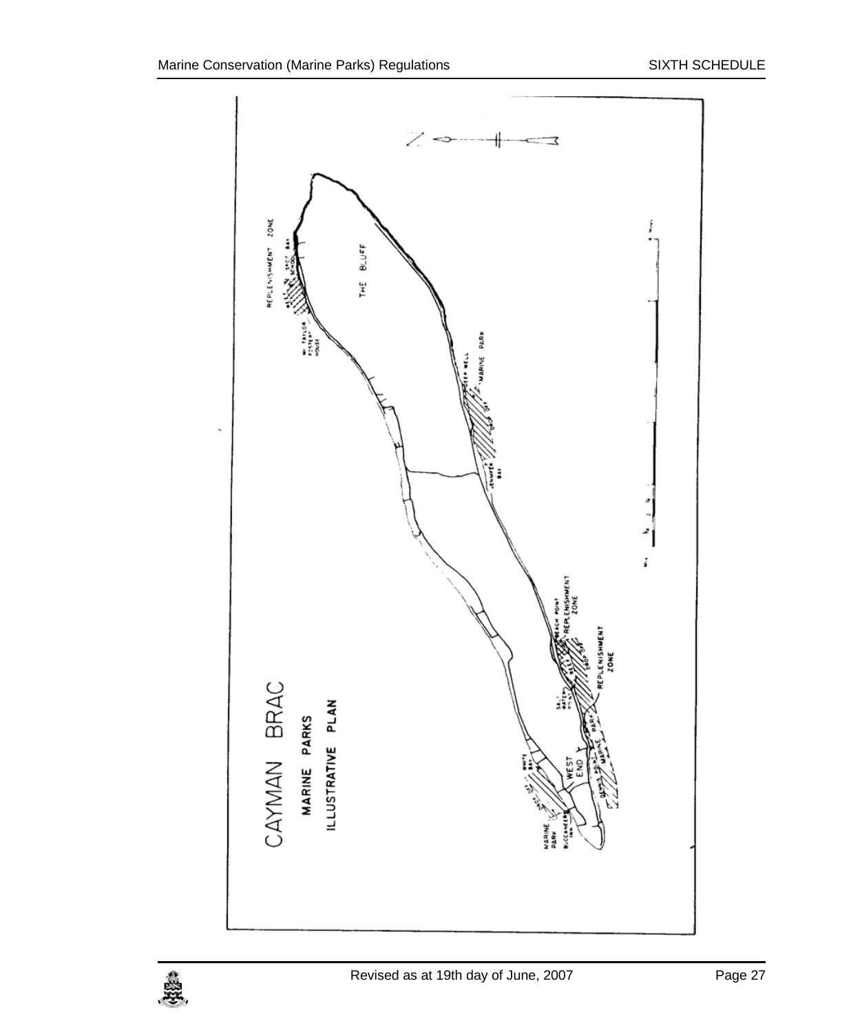# CAYMAN BRAC

## MARINE PARKS

## ILLUSTRATIVE PLAN

REPLENISHMENT ZONE

THE BLUFF

MARINE PARK

REPLENISHMENT ZONE

REPLENISHMENT ZONE

WEST END

MARINE PARK

MARINE PARK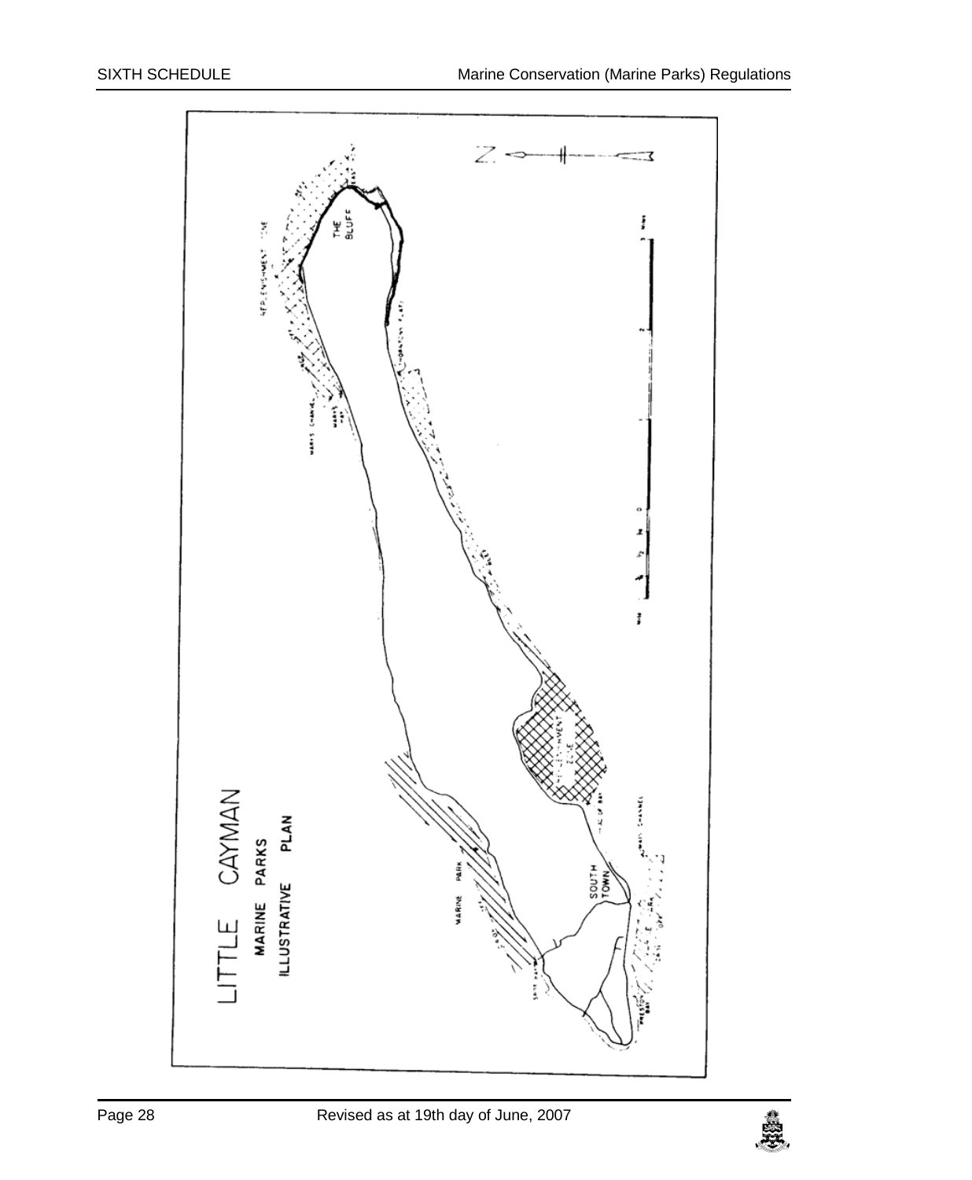LITTLE CAYMAN

MARINE PARKS

ILLUSTRATIVE PLAN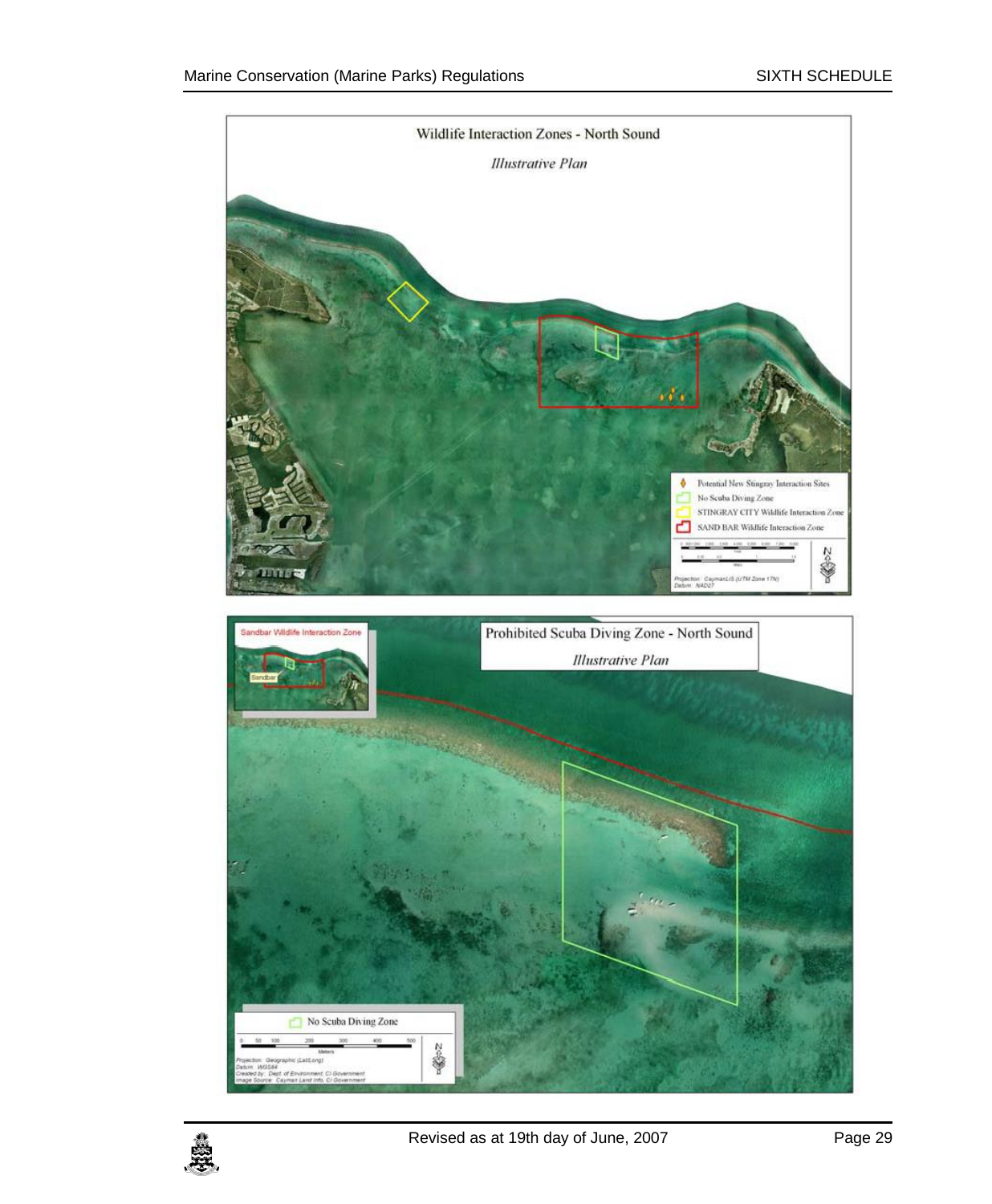## Wildlife Interaction Zones - North Sound

*Illustrative Plan*

- Potential New Stingray Interaction Sites
- No Scuba Diving Zone
- STINGRAY CITY Wildlife Interaction Zone
- SAND BAR Wildlife Interaction Zone

Projection: CaymanLIS (UTM Zone 17N)
Datum: NAD27

## Prohibited Scuba Diving Zone - North Sound

*Illustrative Plan*

Sandbar Wildlife Interaction Zone

Sandbar

No Scuba Diving Zone

Meters

Projection: Geographic (Lat/Long)
Datum: WGS84
Created by: Dept. of Environment, CI Government
Image Source: Cayman Land Info, CI Government

Revised as at 19th day of June, 2007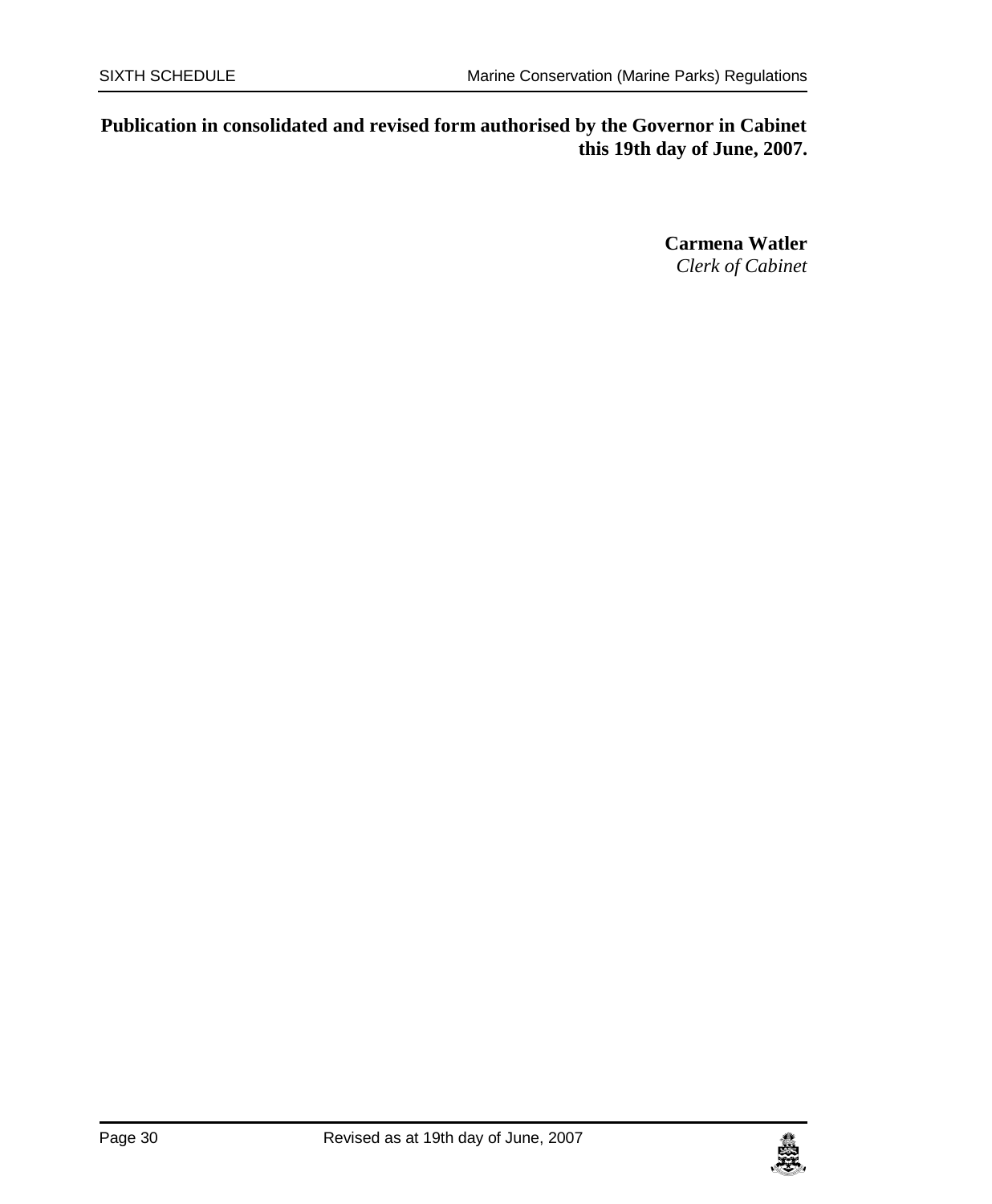**Publication in consolidated and revised form authorised by the Governor in Cabinet this 19th day of June, 2007.**

**Carmena Watler**
*Clerk of Cabinet*